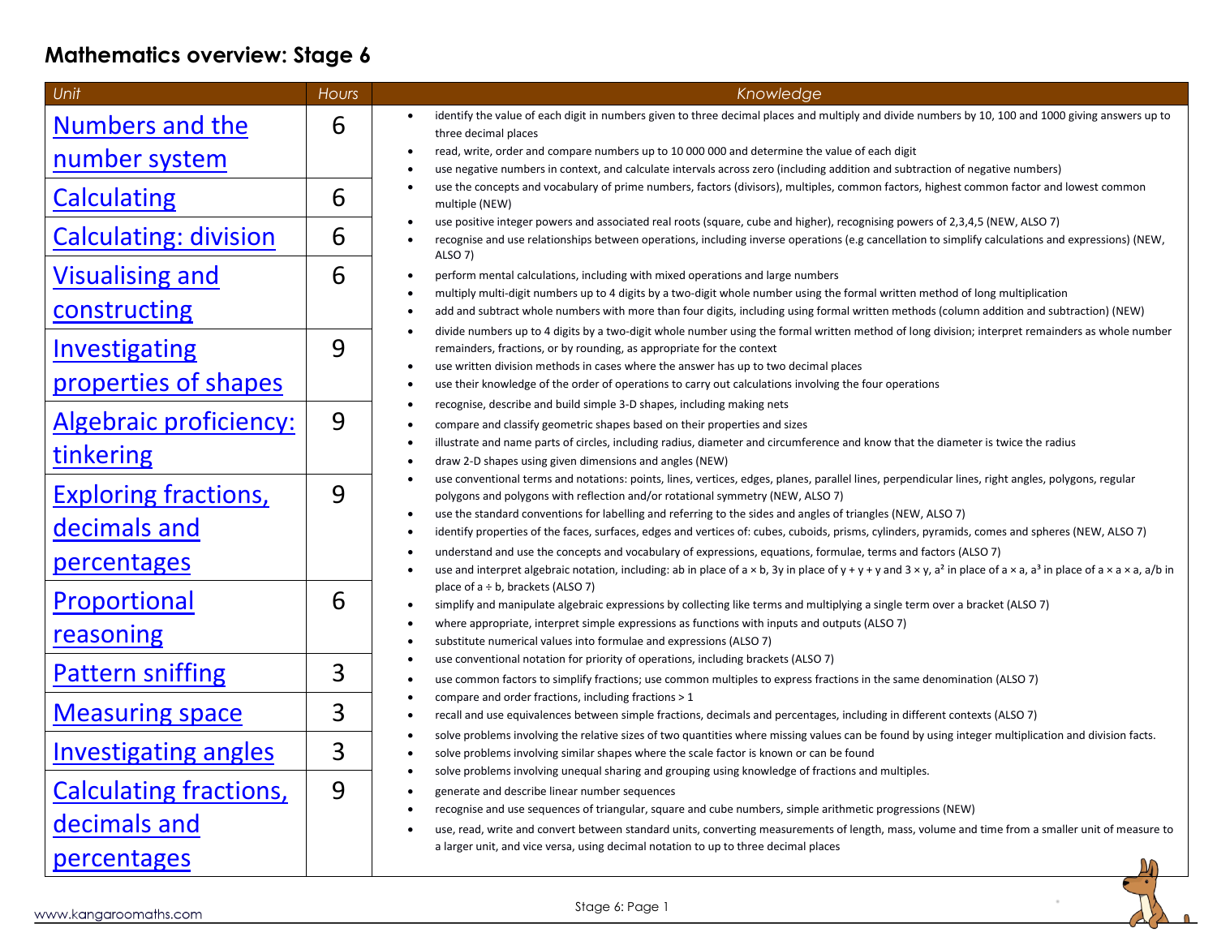# Mathematics overview: Stage 6

| Unit | Hours |
|---|---|
| Numbers and the number system | 6 |
| Calculating | 6 |
| Calculating: division | 6 |
| Visualising and constructing | 6 |
| Investigating properties of shapes | 9 |
| Algebraic proficiency: tinkering | 9 |
| Exploring fractions, decimals and percentages | 9 |
| Proportional reasoning | 6 |
| Pattern sniffing | 3 |
| Measuring space | 3 |
| Investigating angles | 3 |
| Calculating fractions, decimals and percentages | 9 |

*Knowledge*

- identify the value of each digit in numbers given to three decimal places and multiply and divide numbers by 10, 100 and 1000 giving answers up to three decimal places
- read, write, order and compare numbers up to 10 000 000 and determine the value of each digit
- use negative numbers in context, and calculate intervals across zero (including addition and subtraction of negative numbers)
- use the concepts and vocabulary of prime numbers, factors (divisors), multiples, common factors, highest common factor and lowest common multiple (NEW)
- use positive integer powers and associated real roots (square, cube and higher), recognising powers of 2,3,4,5 (NEW, ALSO 7)
- recognise and use relationships between operations, including inverse operations (e.g cancellation to simplify calculations and expressions) (NEW, ALSO 7)
- perform mental calculations, including with mixed operations and large numbers
- multiply multi-digit numbers up to 4 digits by a two-digit whole number using the formal written method of long multiplication
- add and subtract whole numbers with more than four digits, including using formal written methods (column addition and subtraction) (NEW)
- divide numbers up to 4 digits by a two-digit whole number using the formal written method of long division; interpret remainders as whole number remainders, fractions, or by rounding, as appropriate for the context
- use written division methods in cases where the answer has up to two decimal places
- use their knowledge of the order of operations to carry out calculations involving the four operations
- recognise, describe and build simple 3-D shapes, including making nets
- compare and classify geometric shapes based on their properties and sizes
- illustrate and name parts of circles, including radius, diameter and circumference and know that the diameter is twice the radius
- draw 2-D shapes using given dimensions and angles (NEW)
- use conventional terms and notations: points, lines, vertices, edges, planes, parallel lines, perpendicular lines, right angles, polygons, regular polygons and polygons with reflection and/or rotational symmetry (NEW, ALSO 7)
- use the standard conventions for labelling and referring to the sides and angles of triangles (NEW, ALSO 7)
- identify properties of the faces, surfaces, edges and vertices of: cubes, cuboids, prisms, cylinders, pyramids, comes and spheres (NEW, ALSO 7)
- understand and use the concepts and vocabulary of expressions, equations, formulae, terms and factors (ALSO 7)
- use and interpret algebraic notation, including: $ab$ in place of $a \times b$, $3y$ in place of $y + y + y$ and $3 \times y$, $a^2$ in place of $a \times a$, $a^3$ in place of $a \times a \times a$, $a/b$ in place of $a \div b$, brackets (ALSO 7)
- simplify and manipulate algebraic expressions by collecting like terms and multiplying a single term over a bracket (ALSO 7)
- where appropriate, interpret simple expressions as functions with inputs and outputs (ALSO 7)
- substitute numerical values into formulae and expressions (ALSO 7)
- use conventional notation for priority of operations, including brackets (ALSO 7)
- use common factors to simplify fractions; use common multiples to express fractions in the same denomination (ALSO 7)
- compare and order fractions, including fractions > 1
- recall and use equivalences between simple fractions, decimals and percentages, including in different contexts (ALSO 7)
- solve problems involving the relative sizes of two quantities where missing values can be found by using integer multiplication and division facts.
- solve problems involving similar shapes where the scale factor is known or can be found
- solve problems involving unequal sharing and grouping using knowledge of fractions and multiples.
- generate and describe linear number sequences
- recognise and use sequences of triangular, square and cube numbers, simple arithmetic progressions (NEW)
- use, read, write and convert between standard units, converting measurements of length, mass, volume and time from a smaller unit of measure to a larger unit, and vice versa, using decimal notation to up to three decimal places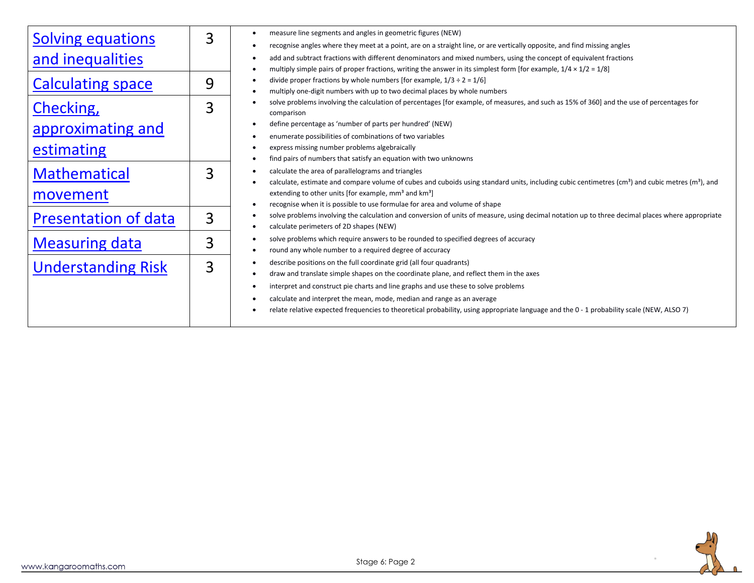| | | |
|---|---|---|
| Solving equations and inequalities | 3 | • measure line segments and angles in geometric figures (NEW)<br>• recognise angles where they meet at a point, are on a straight line, or are vertically opposite, and find missing angles<br>• add and subtract fractions with different denominators and mixed numbers, using the concept of equivalent fractions<br>• multiply simple pairs of proper fractions, writing the answer in its simplest form [for example, 1/4 × 1/2 = 1/8]<br>• divide proper fractions by whole numbers [for example, 1/3 ÷ 2 = 1/6]<br>• multiply one-digit numbers with up to two decimal places by whole numbers<br>• solve problems involving the calculation of percentages [for example, of measures, and such as 15% of 360] and the use of percentages for comparison<br>• define percentage as 'number of parts per hundred' (NEW)<br>• enumerate possibilities of combinations of two variables<br>• express missing number problems algebraically<br>• find pairs of numbers that satisfy an equation with two unknowns<br>• calculate the area of parallelograms and triangles<br>• calculate, estimate and compare volume of cubes and cuboids using standard units, including cubic centimetres ($cm^3$) and cubic metres ($m^3$), and extending to other units [for example, $mm^3$ and $km^3$]<br>• recognise when it is possible to use formulae for area and volume of shape<br>• solve problems involving the calculation and conversion of units of measure, using decimal notation up to three decimal places where appropriate<br>• calculate perimeters of 2D shapes (NEW)<br>• solve problems which require answers to be rounded to specified degrees of accuracy<br>• round any whole number to a required degree of accuracy<br>• describe positions on the full coordinate grid (all four quadrants)<br>• draw and translate simple shapes on the coordinate plane, and reflect them in the axes<br>• interpret and construct pie charts and line graphs and use these to solve problems<br>• calculate and interpret the mean, mode, median and range as an average<br>• relate relative expected frequencies to theoretical probability, using appropriate language and the 0 - 1 probability scale (NEW, ALSO 7) |
| Calculating space | 9 | |
| Checking, approximating and estimating | 3 | |
| Mathematical movement | 3 | |
| Presentation of data | 3 | |
| Measuring data | 3 | |
| Understanding Risk | 3 | |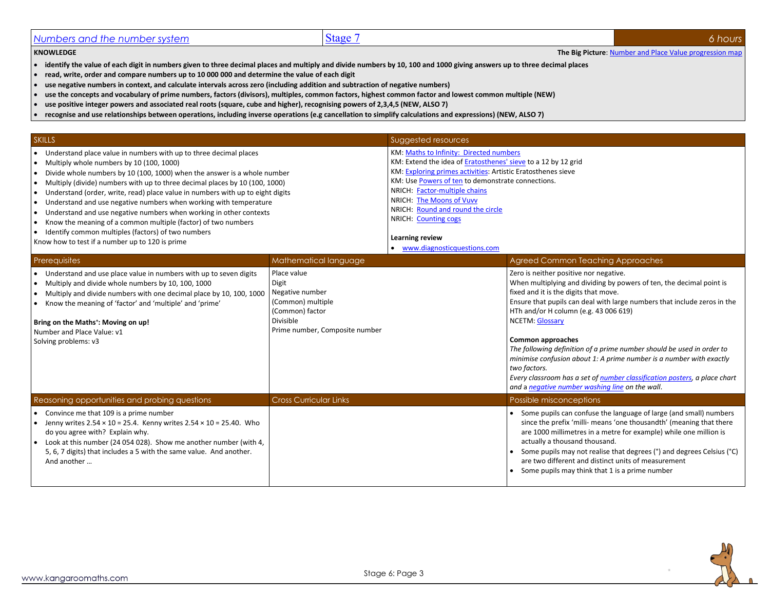| Numbers and the number system | Stage 7 | 6 hours |
| --- | --- | --- |

**KNOWLEDGE**

**The Big Picture**: Number and Place Value progression map

- **identify the value of each digit in numbers given to three decimal places and multiply and divide numbers by 10, 100 and 1000 giving answers up to three decimal places**
- **read, write, order and compare numbers up to 10 000 000 and determine the value of each digit**
- **use negative numbers in context, and calculate intervals across zero (including addition and subtraction of negative numbers)**
- **use the concepts and vocabulary of prime numbers, factors (divisors), multiples, common factors, highest common factor and lowest common multiple (NEW)**
- **use positive integer powers and associated real roots (square, cube and higher), recognising powers of 2,3,4,5 (NEW, ALSO 7)**
- **recognise and use relationships between operations, including inverse operations (e.g cancellation to simplify calculations and expressions) (NEW, ALSO 7)**

## SKILLS

- Understand place value in numbers with up to three decimal places
- Multiply whole numbers by 10 (100, 1000)
- Divide whole numbers by 10 (100, 1000) when the answer is a whole number
- Multiply (divide) numbers with up to three decimal places by 10 (100, 1000)
- Understand (order, write, read) place value in numbers with up to eight digits
- Understand and use negative numbers when working with temperature
- Understand and use negative numbers when working in other contexts
- Know the meaning of a common multiple (factor) of two numbers
- Identify common multiples (factors) of two numbers

Know how to test if a number up to 120 is prime

## Suggested resources

KM: Maths to Infinity: Directed numbers
KM: Extend the idea of Eratosthenes' sieve to a 12 by 12 grid
KM: Exploring primes activities: Artistic Eratosthenes sieve
KM: Use Powers of ten to demonstrate connections.
NRICH: Factor-multiple chains
NRICH: The Moons of Vuvv
NRICH: Round and round the circle
NRICH: Counting cogs

**Learning review**

- www.diagnosticquestions.com

## Prerequisites

- Understand and use place value in numbers with up to seven digits
- Multiply and divide whole numbers by 10, 100, 1000
- Multiply and divide numbers with one decimal place by 10, 100, 1000
- Know the meaning of 'factor' and 'multiple' and 'prime'

**Bring on the Maths⁺: Moving on up!**
Number and Place Value: v1
Solving problems: v3

## Mathematical language

Place value
Digit
Negative number
(Common) multiple
(Common) factor
Divisible
Prime number, Composite number

## Agreed Common Teaching Approaches

Zero is neither positive nor negative.
When multiplying and dividing by powers of ten, the decimal point is fixed and it is the digits that move.
Ensure that pupils can deal with large numbers that include zeros in the HTh and/or H column (e.g. 43 006 619)
NCETM: Glossary

**Common approaches**
*The following definition of a prime number should be used in order to minimise confusion about 1: A prime number is a number with exactly two factors.*
*Every classroom has a set of number classification posters, a place chart and a negative number washing line on the wall.*

## Reasoning opportunities and probing questions

- Convince me that 109 is a prime number
- Jenny writes 2.54 × 10 = 25.4. Kenny writes 2.54 × 10 = 25.40. Who do you agree with? Explain why.
- Look at this number (24 054 028). Show me another number (with 4, 5, 6, 7 digits) that includes a 5 with the same value. And another. And another …

## Cross Curricular Links

## Possible misconceptions

- Some pupils can confuse the language of large (and small) numbers since the prefix 'milli- means 'one thousandth' (meaning that there are 1000 millimetres in a metre for example) while one million is actually a thousand thousand.
- Some pupils may not realise that degrees (°) and degrees Celsius (°C) are two different and distinct units of measurement
- Some pupils may think that 1 is a prime number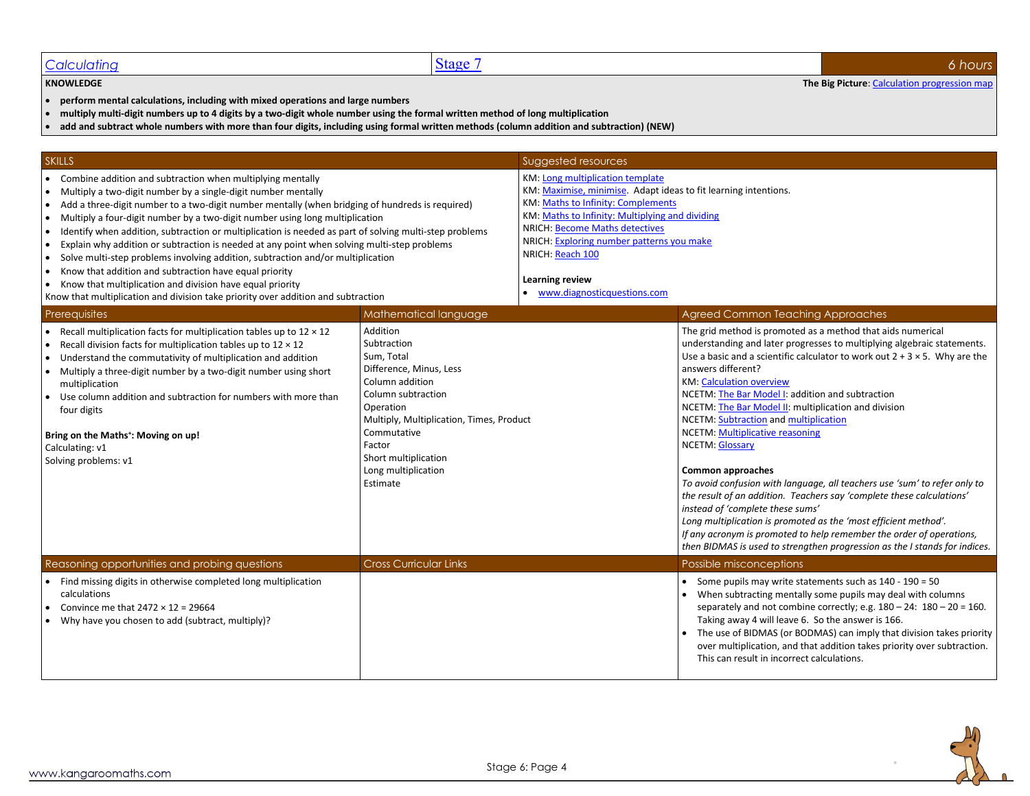| Calculating | Stage 7 | 6 hours |
|---|---|---|

**KNOWLEDGE**

**The Big Picture**: Calculation progression map

- **perform mental calculations, including with mixed operations and large numbers**
- **multiply multi-digit numbers up to 4 digits by a two-digit whole number using the formal written method of long multiplication**
- **add and subtract whole numbers with more than four digits, including using formal written methods (column addition and subtraction) (NEW)**

## SKILLS

- Combine addition and subtraction when multiplying mentally
- Multiply a two-digit number by a single-digit number mentally
- Add a three-digit number to a two-digit number mentally (when bridging of hundreds is required)
- Multiply a four-digit number by a two-digit number using long multiplication
- Identify when addition, subtraction or multiplication is needed as part of solving multi-step problems
- Explain why addition or subtraction is needed at any point when solving multi-step problems
- Solve multi-step problems involving addition, subtraction and/or multiplication
- Know that addition and subtraction have equal priority
- Know that multiplication and division have equal priority

Know that multiplication and division take priority over addition and subtraction

## Suggested resources

KM: Long multiplication template
KM: Maximise, minimise. Adapt ideas to fit learning intentions.
KM: Maths to Infinity: Complements
KM: Maths to Infinity: Multiplying and dividing
NRICH: Become Maths detectives
NRICH: Exploring number patterns you make
NRICH: Reach 100

**Learning review**

- www.diagnosticquestions.com

## Prerequisites

- Recall multiplication facts for multiplication tables up to 12 × 12
- Recall division facts for multiplication tables up to 12 × 12
- Understand the commutativity of multiplication and addition
- Multiply a three-digit number by a two-digit number using short multiplication
- Use column addition and subtraction for numbers with more than four digits

**Bring on the Maths⁺: Moving on up!**
Calculating: v1
Solving problems: v1

## Mathematical language

Addition
Subtraction
Sum, Total
Difference, Minus, Less
Column addition
Column subtraction
Operation
Multiply, Multiplication, Times, Product
Commutative
Factor
Short multiplication
Long multiplication
Estimate

## Agreed Common Teaching Approaches

The grid method is promoted as a method that aids numerical understanding and later progresses to multiplying algebraic statements.
Use a basic and a scientific calculator to work out 2 + 3 × 5. Why are the answers different?
KM: Calculation overview
NCETM: The Bar Model I: addition and subtraction
NCETM: The Bar Model II: multiplication and division
NCETM: Subtraction and multiplication
NCETM: Multiplicative reasoning
NCETM: Glossary

**Common approaches**

*To avoid confusion with language, all teachers use 'sum' to refer only to the result of an addition. Teachers say 'complete these calculations' instead of 'complete these sums'*
*Long multiplication is promoted as the 'most efficient method'.*
*If any acronym is promoted to help remember the order of operations, then BIDMAS is used to strengthen progression as the I stands for indices.*

## Reasoning opportunities and probing questions

- Find missing digits in otherwise completed long multiplication calculations
- Convince me that 2472 × 12 = 29664
- Why have you chosen to add (subtract, multiply)?

## Cross Curricular Links

## Possible misconceptions

- Some pupils may write statements such as 140 - 190 = 50
- When subtracting mentally some pupils may deal with columns separately and not combine correctly; e.g. 180 – 24: 180 – 20 = 160. Taking away 4 will leave 6. So the answer is 166.
- The use of BIDMAS (or BODMAS) can imply that division takes priority over multiplication, and that addition takes priority over subtraction. This can result in incorrect calculations.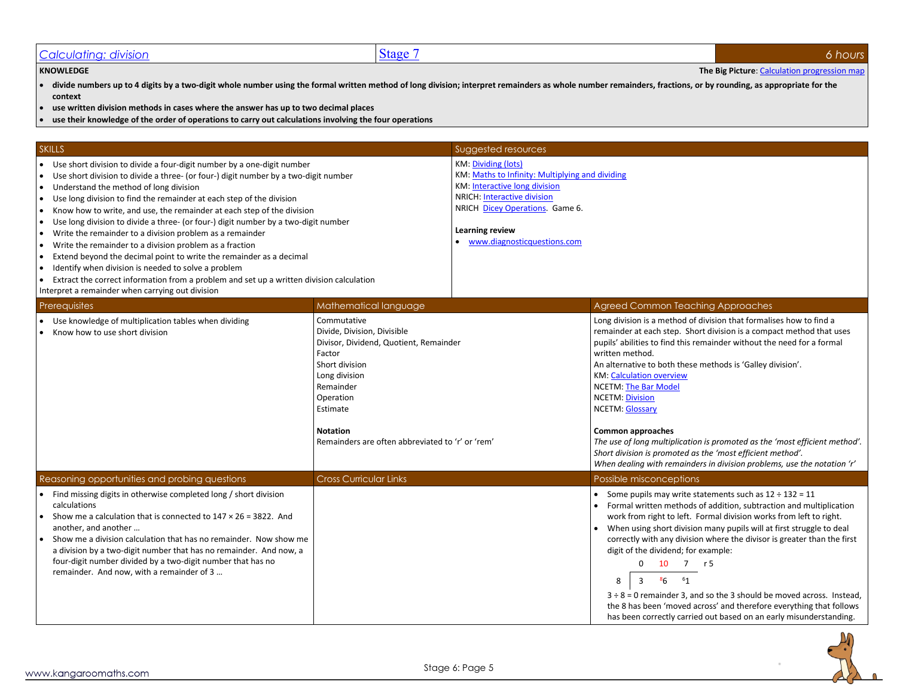# Calculating: division | Stage 7 | 6 hours

**KNOWLEDGE**

**The Big Picture**: Calculation progression map

- **divide numbers up to 4 digits by a two-digit whole number using the formal written method of long division; interpret remainders as whole number remainders, fractions, or by rounding, as appropriate for the context**
- **use written division methods in cases where the answer has up to two decimal places**
- **use their knowledge of the order of operations to carry out calculations involving the four operations**

## SKILLS

- Use short division to divide a four-digit number by a one-digit number
- Use short division to divide a three- (or four-) digit number by a two-digit number
- Understand the method of long division
- Use long division to find the remainder at each step of the division
- Know how to write, and use, the remainder at each step of the division
- Use long division to divide a three- (or four-) digit number by a two-digit number
- Write the remainder to a division problem as a remainder
- Write the remainder to a division problem as a fraction
- Extend beyond the decimal point to write the remainder as a decimal
- Identify when division is needed to solve a problem
- Extract the correct information from a problem and set up a written division calculation

Interpret a remainder when carrying out division

## Suggested resources

KM: Dividing (lots)
KM: Maths to Infinity: Multiplying and dividing
KM: Interactive long division
NRICH: Interactive division
NRICH Dicey Operations. Game 6.

**Learning review**

- www.diagnosticquestions.com

## Prerequisites

- Use knowledge of multiplication tables when dividing
- Know how to use short division

## Mathematical language

Commutative
Divide, Division, Divisible
Divisor, Dividend, Quotient, Remainder
Factor
Short division
Long division
Remainder
Operation
Estimate

**Notation**

Remainders are often abbreviated to ‘r’ or ‘rem’

## Agreed Common Teaching Approaches

Long division is a method of division that formalises how to find a remainder at each step. Short division is a compact method that uses pupils’ abilities to find this remainder without the need for a formal written method.

An alternative to both these methods is ‘Galley division’.

KM: Calculation overview
NCETM: The Bar Model
NCETM: Division
NCETM: Glossary

**Common approaches**

*The use of long multiplication is promoted as the ‘most efficient method’.*
*Short division is promoted as the ‘most efficient method’.*
*When dealing with remainders in division problems, use the notation ‘r’*

## Reasoning opportunities and probing questions

- Find missing digits in otherwise completed long / short division calculations
- Show me a calculation that is connected to $147 \times 26 = 3822$. And another, and another …
- Show me a division calculation that has no remainder. Now show me a division by a two-digit number that has no remainder. And now, a four-digit number divided by a two-digit number that has no remainder. And now, with a remainder of 3 …

## Cross Curricular Links

## Possible misconceptions

- Some pupils may write statements such as $12 \div 132 = 11$
- Formal written methods of addition, subtraction and multiplication work from right to left. Formal division works from left to right.
- When using short division many pupils will at first struggle to deal correctly with any division where the divisor is greater than the first digit of the dividend; for example:

```
      0  10   7  r 5
  8 | 3  ⁸6  ⁶1
```

$3 \div 8 = 0$ remainder 3, and so the 3 should be moved across. Instead, the 8 has been ‘moved across’ and therefore everything that follows has been correctly carried out based on an early misunderstanding.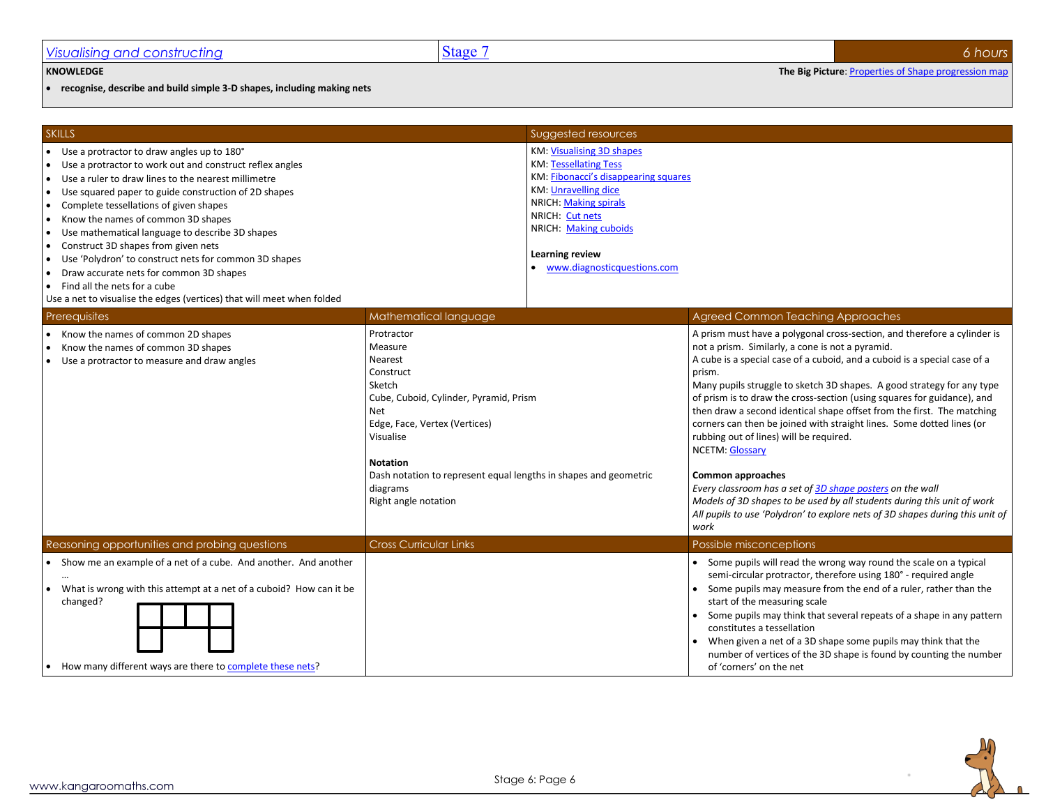# Visualising and constructing | Stage 7 | 6 hours

**KNOWLEDGE**

**The Big Picture**: Properties of Shape progression map

- **recognise, describe and build simple 3-D shapes, including making nets**

## SKILLS

- Use a protractor to draw angles up to 180°
- Use a protractor to work out and construct reflex angles
- Use a ruler to draw lines to the nearest millimetre
- Use squared paper to guide construction of 2D shapes
- Complete tessellations of given shapes
- Know the names of common 3D shapes
- Use mathematical language to describe 3D shapes
- Construct 3D shapes from given nets
- Use 'Polydron' to construct nets for common 3D shapes
- Draw accurate nets for common 3D shapes
- Find all the nets for a cube

Use a net to visualise the edges (vertices) that will meet when folded

## Suggested resources

KM: Visualising 3D shapes
KM: Tessellating Tess
KM: Fibonacci's disappearing squares
KM: Unravelling dice
NRICH: Making spirals
NRICH: Cut nets
NRICH: Making cuboids

**Learning review**

- www.diagnosticquestions.com

## Prerequisites

- Know the names of common 2D shapes
- Know the names of common 3D shapes
- Use a protractor to measure and draw angles

## Mathematical language

Protractor
Measure
Nearest
Construct
Sketch
Cube, Cuboid, Cylinder, Pyramid, Prism
Net
Edge, Face, Vertex (Vertices)
Visualise

**Notation**

Dash notation to represent equal lengths in shapes and geometric diagrams
Right angle notation

## Agreed Common Teaching Approaches

A prism must have a polygonal cross-section, and therefore a cylinder is not a prism. Similarly, a cone is not a pyramid.
A cube is a special case of a cuboid, and a cuboid is a special case of a prism.
Many pupils struggle to sketch 3D shapes. A good strategy for any type of prism is to draw the cross-section (using squares for guidance), and then draw a second identical shape offset from the first. The matching corners can then be joined with straight lines. Some dotted lines (or rubbing out of lines) will be required.
NCETM: Glossary

**Common approaches**

*Every classroom has a set of 3D shape posters on the wall*
*Models of 3D shapes to be used by all students during this unit of work*
*All pupils to use 'Polydron' to explore nets of 3D shapes during this unit of work*

## Reasoning opportunities and probing questions

- Show me an example of a net of a cube. And another. And another …
- What is wrong with this attempt at a net of a cuboid? How can it be changed?
- How many different ways are there to complete these nets?

## Cross Curricular Links

## Possible misconceptions

- Some pupils will read the wrong way round the scale on a typical semi-circular protractor, therefore using 180° - required angle
- Some pupils may measure from the end of a ruler, rather than the start of the measuring scale
- Some pupils may think that several repeats of a shape in any pattern constitutes a tessellation
- When given a net of a 3D shape some pupils may think that the number of vertices of the 3D shape is found by counting the number of 'corners' on the net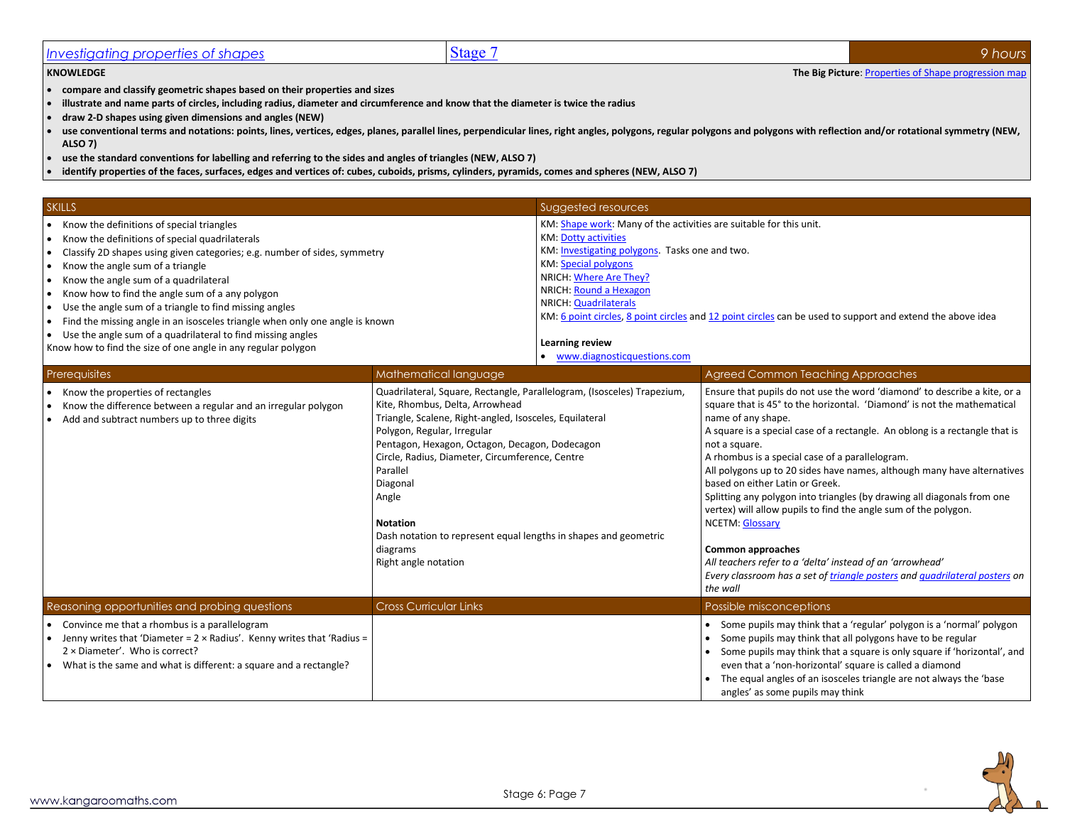## *Investigating properties of shapes* | Stage 7 | 9 hours

**KNOWLEDGE**

**The Big Picture**: Properties of Shape progression map

- **compare and classify geometric shapes based on their properties and sizes**
- **illustrate and name parts of circles, including radius, diameter and circumference and know that the diameter is twice the radius**
- **draw 2-D shapes using given dimensions and angles (NEW)**
- **use conventional terms and notations: points, lines, vertices, edges, planes, parallel lines, perpendicular lines, right angles, polygons, regular polygons and polygons with reflection and/or rotational symmetry (NEW, ALSO 7)**
- **use the standard conventions for labelling and referring to the sides and angles of triangles (NEW, ALSO 7)**
- **identify properties of the faces, surfaces, edges and vertices of: cubes, cuboids, prisms, cylinders, pyramids, comes and spheres (NEW, ALSO 7)**

### SKILLS

- Know the definitions of special triangles
- Know the definitions of special quadrilaterals
- Classify 2D shapes using given categories; e.g. number of sides, symmetry
- Know the angle sum of a triangle
- Know the angle sum of a quadrilateral
- Know how to find the angle sum of a any polygon
- Use the angle sum of a triangle to find missing angles
- Find the missing angle in an isosceles triangle when only one angle is known
- Use the angle sum of a quadrilateral to find missing angles

Know how to find the size of one angle in any regular polygon

### Suggested resources

KM: Shape work: Many of the activities are suitable for this unit.
KM: Dotty activities
KM: Investigating polygons. Tasks one and two.
KM: Special polygons
NRICH: Where Are They?
NRICH: Round a Hexagon
NRICH: Quadrilaterals
KM: 6 point circles, 8 point circles and 12 point circles can be used to support and extend the above idea

**Learning review**

- www.diagnosticquestions.com

### Prerequisites

- Know the properties of rectangles
- Know the difference between a regular and an irregular polygon
- Add and subtract numbers up to three digits

### Mathematical language

Quadrilateral, Square, Rectangle, Parallelogram, (Isosceles) Trapezium, Kite, Rhombus, Delta, Arrowhead
Triangle, Scalene, Right-angled, Isosceles, Equilateral
Polygon, Regular, Irregular
Pentagon, Hexagon, Octagon, Decagon, Dodecagon
Circle, Radius, Diameter, Circumference, Centre
Parallel
Diagonal
Angle

**Notation**
Dash notation to represent equal lengths in shapes and geometric diagrams
Right angle notation

### Agreed Common Teaching Approaches

Ensure that pupils do not use the word 'diamond' to describe a kite, or a square that is 45° to the horizontal. 'Diamond' is not the mathematical name of any shape.
A square is a special case of a rectangle. An oblong is a rectangle that is not a square.
A rhombus is a special case of a parallelogram.
All polygons up to 20 sides have names, although many have alternatives based on either Latin or Greek.
Splitting any polygon into triangles (by drawing all diagonals from one vertex) will allow pupils to find the angle sum of the polygon.
NCETM: Glossary

**Common approaches**
*All teachers refer to a 'delta' instead of an 'arrowhead'*
*Every classroom has a set of triangle posters and quadrilateral posters on the wall*

### Reasoning opportunities and probing questions

- Convince me that a rhombus is a parallelogram
- Jenny writes that 'Diameter = 2 × Radius'. Kenny writes that 'Radius = 2 × Diameter'. Who is correct?
- What is the same and what is different: a square and a rectangle?

### Cross Curricular Links

### Possible misconceptions

- Some pupils may think that a 'regular' polygon is a 'normal' polygon
- Some pupils may think that all polygons have to be regular
- Some pupils may think that a square is only square if 'horizontal', and even that a 'non-horizontal' square is called a diamond
- The equal angles of an isosceles triangle are not always the 'base angles' as some pupils may think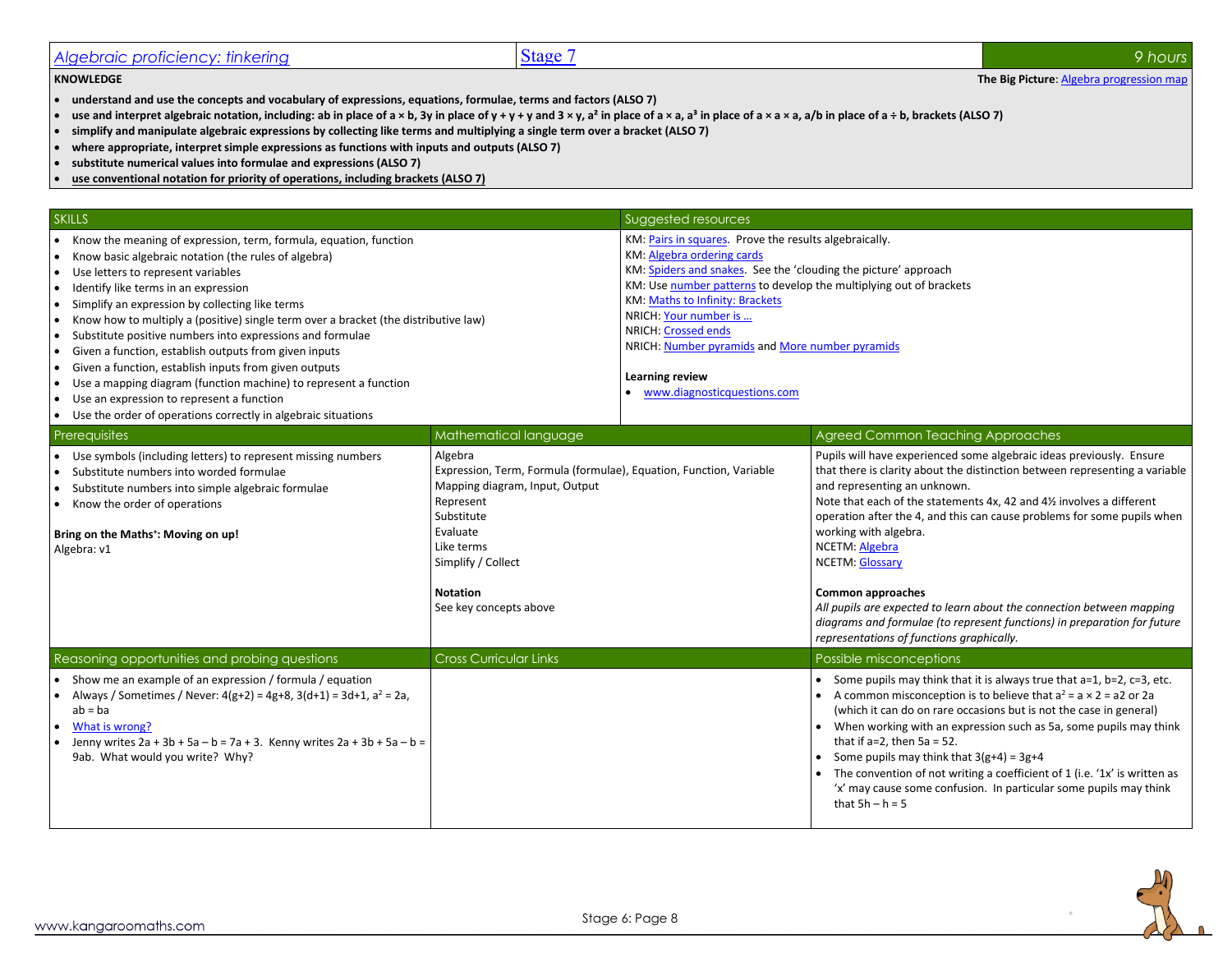| Algebraic proficiency: tinkering | Stage 7 | 9 hours |
|---|---|---|

**KNOWLEDGE**

The Big Picture: Algebra progression map

- **understand and use the concepts and vocabulary of expressions, equations, formulae, terms and factors (ALSO 7)**
- **use and interpret algebraic notation, including: ab in place of a × b, 3y in place of y + y + y and 3 × y, $a^2$ in place of a × a, $a^3$ in place of a × a × a, a/b in place of a ÷ b, brackets (ALSO 7)**
- **simplify and manipulate algebraic expressions by collecting like terms and multiplying a single term over a bracket (ALSO 7)**
- **where appropriate, interpret simple expressions as functions with inputs and outputs (ALSO 7)**
- **substitute numerical values into formulae and expressions (ALSO 7)**
- **use conventional notation for priority of operations, including brackets (ALSO 7)**

## SKILLS

- Know the meaning of expression, term, formula, equation, function
- Know basic algebraic notation (the rules of algebra)
- Use letters to represent variables
- Identify like terms in an expression
- Simplify an expression by collecting like terms
- Know how to multiply a (positive) single term over a bracket (the distributive law)
- Substitute positive numbers into expressions and formulae
- Given a function, establish outputs from given inputs
- Given a function, establish inputs from given outputs
- Use a mapping diagram (function machine) to represent a function
- Use an expression to represent a function
- Use the order of operations correctly in algebraic situations

## Suggested resources

KM: Pairs in squares. Prove the results algebraically.
KM: Algebra ordering cards
KM: Spiders and snakes. See the 'clouding the picture' approach
KM: Use number patterns to develop the multiplying out of brackets
KM: Maths to Infinity: Brackets
NRICH: Your number is …
NRICH: Crossed ends
NRICH: Number pyramids and More number pyramids

**Learning review**

- www.diagnosticquestions.com

## Prerequisites

- Use symbols (including letters) to represent missing numbers
- Substitute numbers into worded formulae
- Substitute numbers into simple algebraic formulae
- Know the order of operations

**Bring on the Maths+: Moving on up!**
Algebra: v1

## Mathematical language

Algebra
Expression, Term, Formula (formulae), Equation, Function, Variable
Mapping diagram, Input, Output
Represent
Substitute
Evaluate
Like terms
Simplify / Collect

**Notation**
See key concepts above

## Agreed Common Teaching Approaches

Pupils will have experienced some algebraic ideas previously. Ensure that there is clarity about the distinction between representing a variable and representing an unknown.
Note that each of the statements 4x, 42 and 4½ involves a different operation after the 4, and this can cause problems for some pupils when working with algebra.
NCETM: Algebra
NCETM: Glossary

**Common approaches**
*All pupils are expected to learn about the connection between mapping diagrams and formulae (to represent functions) in preparation for future representations of functions graphically.*

## Reasoning opportunities and probing questions

- Show me an example of an expression / formula / equation
- Always / Sometimes / Never: 4(g+2) = 4g+8, 3(d+1) = 3d+1, $a^2$ = 2a, ab = ba
- What is wrong?
- Jenny writes 2a + 3b + 5a – b = 7a + 3. Kenny writes 2a + 3b + 5a – b = 9ab. What would you write? Why?

## Cross Curricular Links

## Possible misconceptions

- Some pupils may think that it is always true that a=1, b=2, c=3, etc.
- A common misconception is to believe that $a^2$ = a × 2 = a2 or 2a (which it can do on rare occasions but is not the case in general)
- When working with an expression such as 5a, some pupils may think that if a=2, then 5a = 52.
- Some pupils may think that 3(g+4) = 3g+4
- The convention of not writing a coefficient of 1 (i.e. '1x' is written as 'x' may cause some confusion. In particular some pupils may think that 5h – h = 5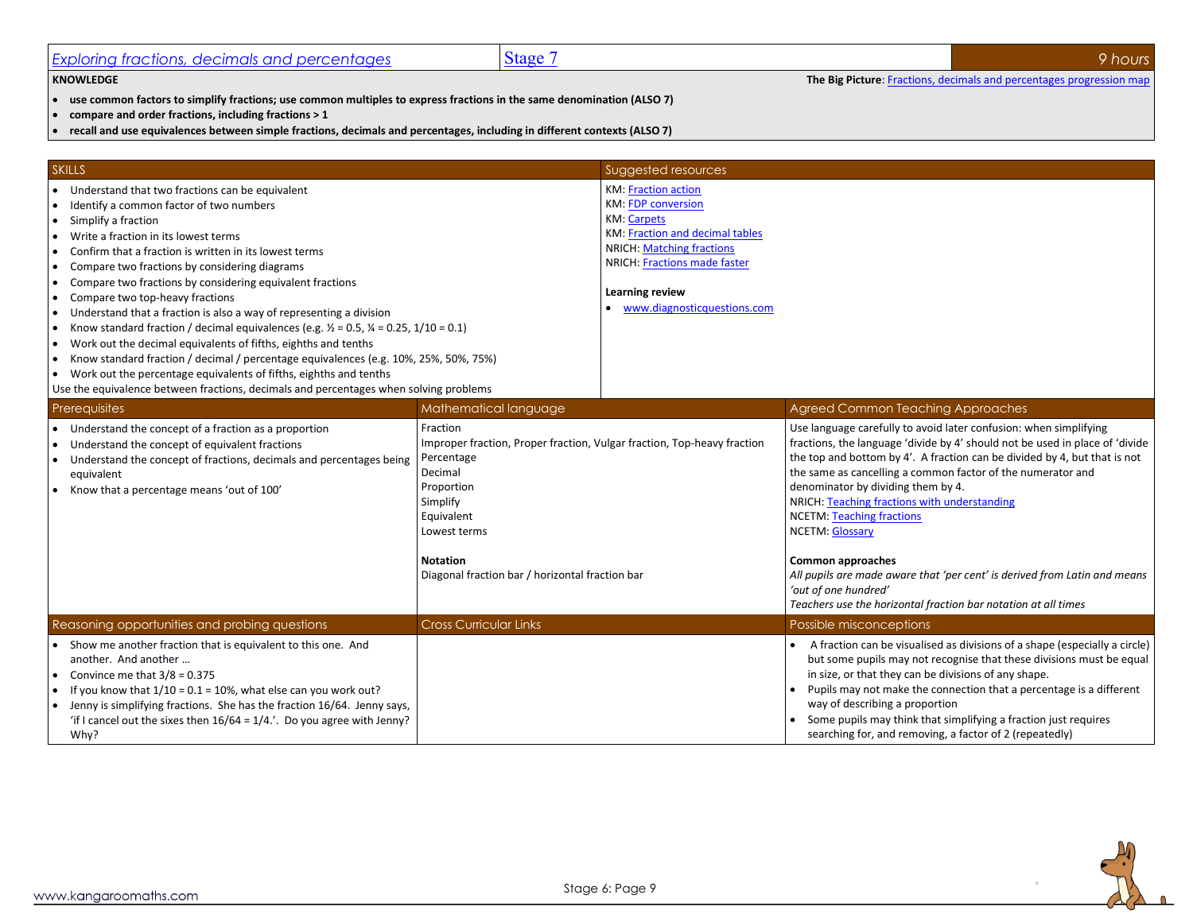| Exploring fractions, decimals and percentages | Stage 7 | 9 hours |
|---|---|---|

**KNOWLEDGE**

**The Big Picture**: Fractions, decimals and percentages progression map

- **use common factors to simplify fractions; use common multiples to express fractions in the same denomination (ALSO 7)**
- **compare and order fractions, including fractions > 1**
- **recall and use equivalences between simple fractions, decimals and percentages, including in different contexts (ALSO 7)**

## SKILLS

- Understand that two fractions can be equivalent
- Identify a common factor of two numbers
- Simplify a fraction
- Write a fraction in its lowest terms
- Confirm that a fraction is written in its lowest terms
- Compare two fractions by considering diagrams
- Compare two fractions by considering equivalent fractions
- Compare two top-heavy fractions
- Understand that a fraction is also a way of representing a division
- Know standard fraction / decimal equivalences (e.g. ½ = 0.5, ¼ = 0.25, 1/10 = 0.1)
- Work out the decimal equivalents of fifths, eighths and tenths
- Know standard fraction / decimal / percentage equivalences (e.g. 10%, 25%, 50%, 75%)
- Work out the percentage equivalents of fifths, eighths and tenths

Use the equivalence between fractions, decimals and percentages when solving problems

## Suggested resources

KM: Fraction action
KM: FDP conversion
KM: Carpets
KM: Fraction and decimal tables
NRICH: Matching fractions
NRICH: Fractions made faster

**Learning review**

- www.diagnosticquestions.com

## Prerequisites

- Understand the concept of a fraction as a proportion
- Understand the concept of equivalent fractions
- Understand the concept of fractions, decimals and percentages being equivalent
- Know that a percentage means 'out of 100'

## Mathematical language

Fraction
Improper fraction, Proper fraction, Vulgar fraction, Top-heavy fraction
Percentage
Decimal
Proportion
Simplify
Equivalent
Lowest terms

**Notation**

Diagonal fraction bar / horizontal fraction bar

## Agreed Common Teaching Approaches

Use language carefully to avoid later confusion: when simplifying fractions, the language 'divide by 4' should not be used in place of 'divide the top and bottom by 4'. A fraction can be divided by 4, but that is not the same as cancelling a common factor of the numerator and denominator by dividing them by 4.

NRICH: Teaching fractions with understanding
NCETM: Teaching fractions
NCETM: Glossary

**Common approaches**

*All pupils are made aware that 'per cent' is derived from Latin and means 'out of one hundred'*
*Teachers use the horizontal fraction bar notation at all times*

## Reasoning opportunities and probing questions

- Show me another fraction that is equivalent to this one. And another. And another …
- Convince me that 3/8 = 0.375
- If you know that 1/10 = 0.1 = 10%, what else can you work out?
- Jenny is simplifying fractions. She has the fraction 16/64. Jenny says, 'if I cancel out the sixes then 16/64 = 1/4.'. Do you agree with Jenny? Why?

## Cross Curricular Links

## Possible misconceptions

- A fraction can be visualised as divisions of a shape (especially a circle) but some pupils may not recognise that these divisions must be equal in size, or that they can be divisions of any shape.
- Pupils may not make the connection that a percentage is a different way of describing a proportion
- Some pupils may think that simplifying a fraction just requires searching for, and removing, a factor of 2 (repeatedly)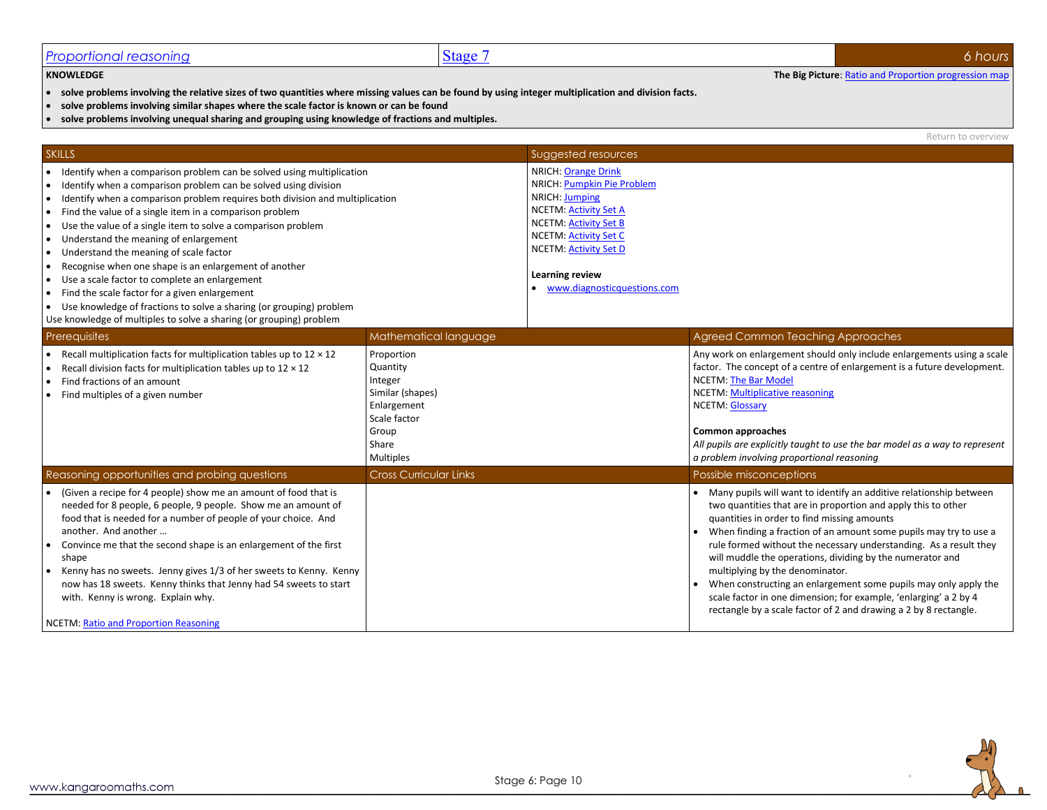| Proportional reasoning | Stage 7 | 6 hours |
|---|---|---|

**KNOWLEDGE**

**The Big Picture**: Ratio and Proportion progression map

- **solve problems involving the relative sizes of two quantities where missing values can be found by using integer multiplication and division facts.**
- **solve problems involving similar shapes where the scale factor is known or can be found**
- **solve problems involving unequal sharing and grouping using knowledge of fractions and multiples.**

Return to overview

## SKILLS

- Identify when a comparison problem can be solved using multiplication
- Identify when a comparison problem can be solved using division
- Identify when a comparison problem requires both division and multiplication
- Find the value of a single item in a comparison problem
- Use the value of a single item to solve a comparison problem
- Understand the meaning of enlargement
- Understand the meaning of scale factor
- Recognise when one shape is an enlargement of another
- Use a scale factor to complete an enlargement
- Find the scale factor for a given enlargement
- Use knowledge of fractions to solve a sharing (or grouping) problem

Use knowledge of multiples to solve a sharing (or grouping) problem

## Suggested resources

NRICH: Orange Drink
NRICH: Pumpkin Pie Problem
NRICH: Jumping
NCETM: Activity Set A
NCETM: Activity Set B
NCETM: Activity Set C
NCETM: Activity Set D

**Learning review**

- www.diagnosticquestions.com

## Prerequisites

- Recall multiplication facts for multiplication tables up to 12 × 12
- Recall division facts for multiplication tables up to 12 × 12
- Find fractions of an amount
- Find multiples of a given number

## Mathematical language

Proportion
Quantity
Integer
Similar (shapes)
Enlargement
Scale factor
Group
Share
Multiples

## Agreed Common Teaching Approaches

Any work on enlargement should only include enlargements using a scale factor. The concept of a centre of enlargement is a future development.
NCETM: The Bar Model
NCETM: Multiplicative reasoning
NCETM: Glossary

**Common approaches**

*All pupils are explicitly taught to use the bar model as a way to represent a problem involving proportional reasoning*

## Reasoning opportunities and probing questions

- (Given a recipe for 4 people) show me an amount of food that is needed for 8 people, 6 people, 9 people. Show me an amount of food that is needed for a number of people of your choice. And another. And another …
- Convince me that the second shape is an enlargement of the first shape
- Kenny has no sweets. Jenny gives 1/3 of her sweets to Kenny. Kenny now has 18 sweets. Kenny thinks that Jenny had 54 sweets to start with. Kenny is wrong. Explain why.

NCETM: Ratio and Proportion Reasoning

## Cross Curricular Links

## Possible misconceptions

- Many pupils will want to identify an additive relationship between two quantities that are in proportion and apply this to other quantities in order to find missing amounts
- When finding a fraction of an amount some pupils may try to use a rule formed without the necessary understanding. As a result they will muddle the operations, dividing by the numerator and multiplying by the denominator.
- When constructing an enlargement some pupils may only apply the scale factor in one dimension; for example, 'enlarging' a 2 by 4 rectangle by a scale factor of 2 and drawing a 2 by 8 rectangle.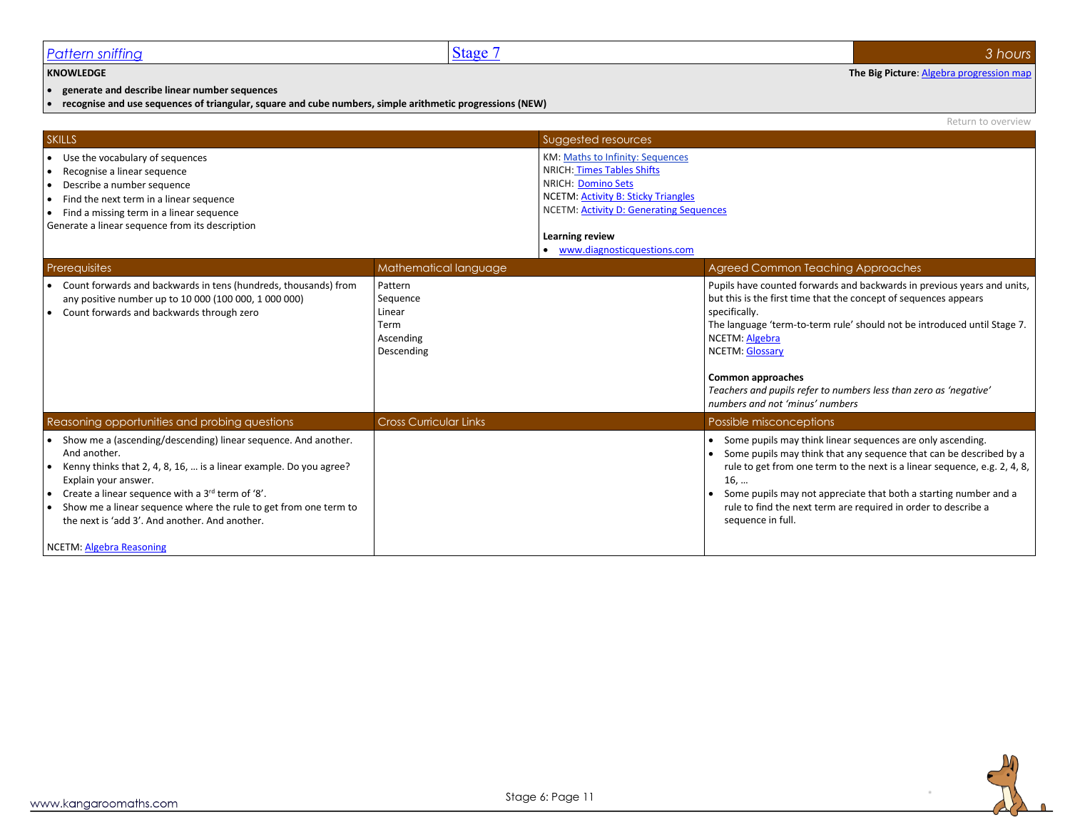| [Pattern sniffing](#) | [Stage 7](#) | 3 hours |
|---|---|---|

**KNOWLEDGE**

**The Big Picture**: [Algebra progression map](#)

- **generate and describe linear number sequences**
- **recognise and use sequences of triangular, square and cube numbers, simple arithmetic progressions (NEW)**

Return to overview

## SKILLS

- Use the vocabulary of sequences
- Recognise a linear sequence
- Describe a number sequence
- Find the next term in a linear sequence
- Find a missing term in a linear sequence

Generate a linear sequence from its description

## Suggested resources

KM: [Maths to Infinity: Sequences](#)
NRICH: [Times Tables Shifts](#)
NRICH: [Domino Sets](#)
NCETM: [Activity B: Sticky Triangles](#)
NCETM: [Activity D: Generating Sequences](#)

**Learning review**

- [www.diagnosticquestions.com](#)

## Prerequisites

- Count forwards and backwards in tens (hundreds, thousands) from any positive number up to 10 000 (100 000, 1 000 000)
- Count forwards and backwards through zero

## Mathematical language

Pattern
Sequence
Linear
Term
Ascending
Descending

## Agreed Common Teaching Approaches

Pupils have counted forwards and backwards in previous years and units, but this is the first time that the concept of sequences appears specifically.
The language 'term-to-term rule' should not be introduced until Stage 7.
NCETM: [Algebra](#)
NCETM: [Glossary](#)

**Common approaches**

*Teachers and pupils refer to numbers less than zero as 'negative' numbers and not 'minus' numbers*

## Reasoning opportunities and probing questions

- Show me a (ascending/descending) linear sequence. And another. And another.
- Kenny thinks that 2, 4, 8, 16, … is a linear example. Do you agree? Explain your answer.
- Create a linear sequence with a 3rd term of '8'.
- Show me a linear sequence where the rule to get from one term to the next is 'add 3'. And another. And another.

NCETM: [Algebra Reasoning](#)

## Cross Curricular Links

## Possible misconceptions

- Some pupils may think linear sequences are only ascending.
- Some pupils may think that any sequence that can be described by a rule to get from one term to the next is a linear sequence, e.g. 2, 4, 8, 16, …
- Some pupils may not appreciate that both a starting number and a rule to find the next term are required in order to describe a sequence in full.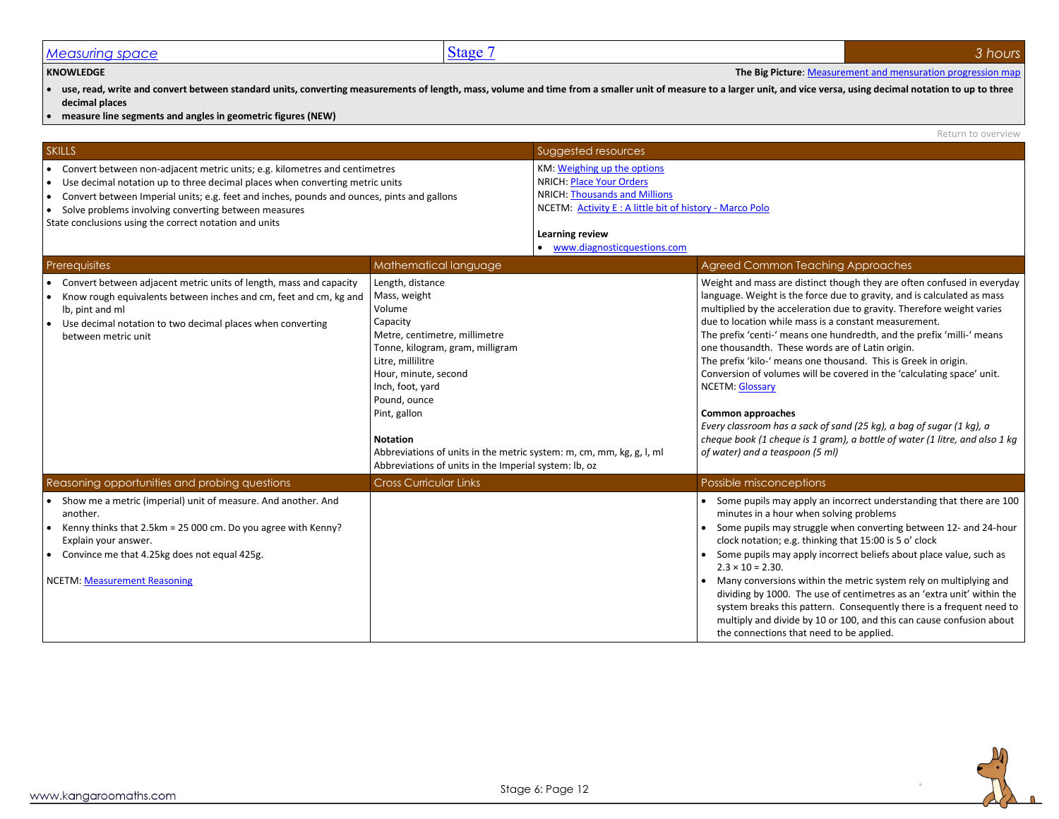# Measuring space | Stage 7 | 3 hours

**KNOWLEDGE**

**The Big Picture**: Measurement and mensuration progression map

- **use, read, write and convert between standard units, converting measurements of length, mass, volume and time from a smaller unit of measure to a larger unit, and vice versa, using decimal notation to up to three decimal places**
- **measure line segments and angles in geometric figures (NEW)**

Return to overview

## SKILLS

- Convert between non-adjacent metric units; e.g. kilometres and centimetres
- Use decimal notation up to three decimal places when converting metric units
- Convert between Imperial units; e.g. feet and inches, pounds and ounces, pints and gallons
- Solve problems involving converting between measures

State conclusions using the correct notation and units

## Suggested resources

KM: Weighing up the options
NRICH: Place Your Orders
NRICH: Thousands and Millions
NCETM: Activity E : A little bit of history - Marco Polo

**Learning review**

- www.diagnosticquestions.com

## Prerequisites

- Convert between adjacent metric units of length, mass and capacity
- Know rough equivalents between inches and cm, feet and cm, kg and lb, pint and ml
- Use decimal notation to two decimal places when converting between metric unit

## Mathematical language

Length, distance
Mass, weight
Volume
Capacity
Metre, centimetre, millimetre
Tonne, kilogram, gram, milligram
Litre, millilitre
Hour, minute, second
Inch, foot, yard
Pound, ounce
Pint, gallon

**Notation**

Abbreviations of units in the metric system: m, cm, mm, kg, g, l, ml
Abbreviations of units in the Imperial system: lb, oz

## Agreed Common Teaching Approaches

Weight and mass are distinct though they are often confused in everyday language. Weight is the force due to gravity, and is calculated as mass multiplied by the acceleration due to gravity. Therefore weight varies due to location while mass is a constant measurement.
The prefix 'centi-' means one hundredth, and the prefix 'milli-' means one thousandth. These words are of Latin origin.
The prefix 'kilo-' means one thousand. This is Greek in origin.
Conversion of volumes will be covered in the 'calculating space' unit.
NCETM: Glossary

**Common approaches**

*Every classroom has a sack of sand (25 kg), a bag of sugar (1 kg), a cheque book (1 cheque is 1 gram), a bottle of water (1 litre, and also 1 kg of water) and a teaspoon (5 ml)*

## Reasoning opportunities and probing questions

- Show me a metric (imperial) unit of measure. And another. And another.
- Kenny thinks that 2.5km = 25 000 cm. Do you agree with Kenny? Explain your answer.
- Convince me that 4.25kg does not equal 425g.

NCETM: Measurement Reasoning

## Cross Curricular Links

## Possible misconceptions

- Some pupils may apply an incorrect understanding that there are 100 minutes in a hour when solving problems
- Some pupils may struggle when converting between 12- and 24-hour clock notation; e.g. thinking that 15:00 is 5 o' clock
- Some pupils may apply incorrect beliefs about place value, such as $2.3 \times 10 = 2.30$.
- Many conversions within the metric system rely on multiplying and dividing by 1000. The use of centimetres as an 'extra unit' within the system breaks this pattern. Consequently there is a frequent need to multiply and divide by 10 or 100, and this can cause confusion about the connections that need to be applied.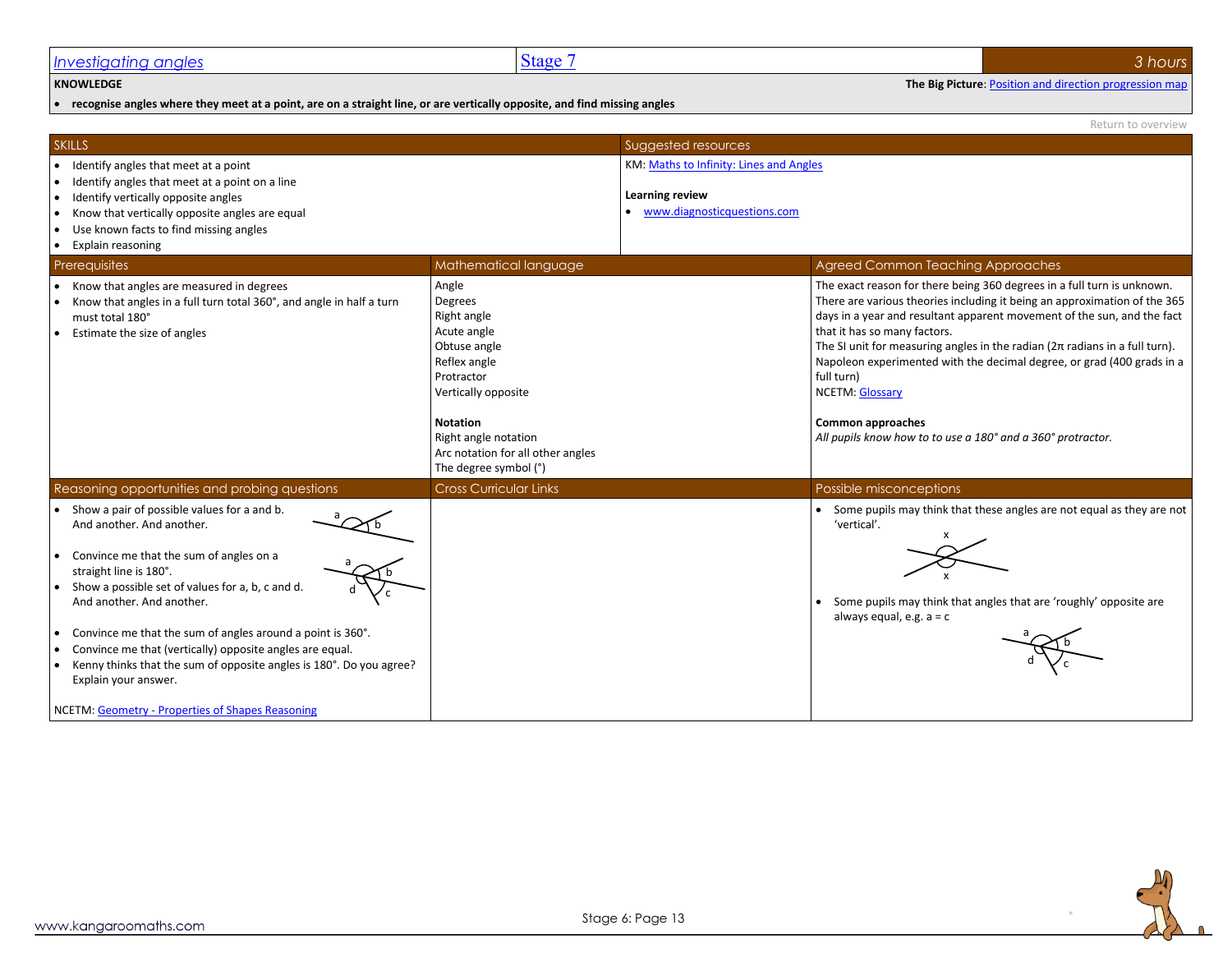# Investigating angles

**Stage 7** | **3 hours**

**KNOWLEDGE**

**The Big Picture**: Position and direction progression map

- **recognise angles where they meet at a point, are on a straight line, or are vertically opposite, and find missing angles**

Return to overview

## SKILLS

- Identify angles that meet at a point
- Identify angles that meet at a point on a line
- Identify vertically opposite angles
- Know that vertically opposite angles are equal
- Use known facts to find missing angles
- Explain reasoning

## Suggested resources

KM: Maths to Infinity: Lines and Angles

**Learning review**

- www.diagnosticquestions.com

## Prerequisites

- Know that angles are measured in degrees
- Know that angles in a full turn total 360°, and angle in half a turn must total 180°
- Estimate the size of angles

## Mathematical language

Angle
Degrees
Right angle
Acute angle
Obtuse angle
Reflex angle
Protractor
Vertically opposite

**Notation**

Right angle notation
Arc notation for all other angles
The degree symbol (°)

## Agreed Common Teaching Approaches

The exact reason for there being 360 degrees in a full turn is unknown. There are various theories including it being an approximation of the 365 days in a year and resultant apparent movement of the sun, and the fact that it has so many factors.

The SI unit for measuring angles in the radian ($2\pi$ radians in a full turn).

Napoleon experimented with the decimal degree, or grad (400 grads in a full turn)

NCETM: Glossary

**Common approaches**

*All pupils know how to to use a 180° and a 360° protractor.*

## Reasoning opportunities and probing questions

- Show a pair of possible values for a and b. And another. And another.
- Convince me that the sum of angles on a straight line is 180°.
- Show a possible set of values for a, b, c and d. And another. And another.
- Convince me that the sum of angles around a point is 360°.
- Convince me that (vertically) opposite angles are equal.
- Kenny thinks that the sum of opposite angles is 180°. Do you agree? Explain your answer.

NCETM: Geometry - Properties of Shapes Reasoning

## Cross Curricular Links

## Possible misconceptions

- Some pupils may think that these angles are not equal as they are not 'vertical'.
- Some pupils may think that angles that are 'roughly' opposite are always equal, e.g. a = c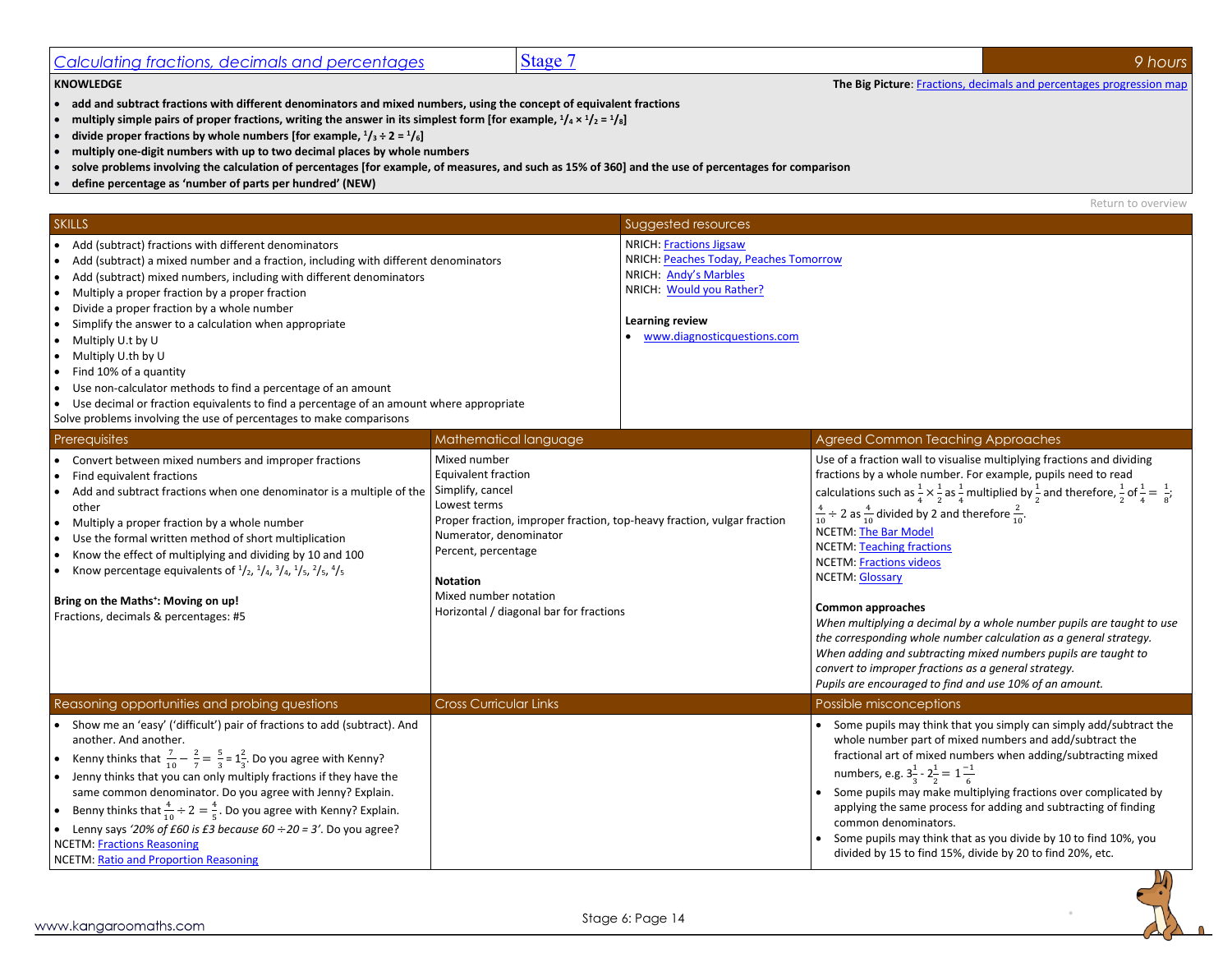# Calculating fractions, decimals and percentages — Stage 7 — 9 hours

**KNOWLEDGE**

**The Big Picture**: Fractions, decimals and percentages progression map

- **add and subtract fractions with different denominators and mixed numbers, using the concept of equivalent fractions**
- **multiply simple pairs of proper fractions, writing the answer in its simplest form [for example, $\frac{1}{4} \times \frac{1}{2} = \frac{1}{8}$]**
- **divide proper fractions by whole numbers [for example, $\frac{1}{3} \div 2 = \frac{1}{6}$]**
- **multiply one-digit numbers with up to two decimal places by whole numbers**
- **solve problems involving the calculation of percentages [for example, of measures, and such as 15% of 360] and the use of percentages for comparison**
- **define percentage as 'number of parts per hundred' (NEW)**

Return to overview

## SKILLS

- Add (subtract) fractions with different denominators
- Add (subtract) a mixed number and a fraction, including with different denominators
- Add (subtract) mixed numbers, including with different denominators
- Multiply a proper fraction by a proper fraction
- Divide a proper fraction by a whole number
- Simplify the answer to a calculation when appropriate
- Multiply U.t by U
- Multiply U.th by U
- Find 10% of a quantity
- Use non-calculator methods to find a percentage of an amount
- Use decimal or fraction equivalents to find a percentage of an amount where appropriate

Solve problems involving the use of percentages to make comparisons

## Suggested resources

NRICH: Fractions Jigsaw
NRICH: Peaches Today, Peaches Tomorrow
NRICH: Andy's Marbles
NRICH: Would you Rather?

**Learning review**

- www.diagnosticquestions.com

## Prerequisites

- Convert between mixed numbers and improper fractions
- Find equivalent fractions
- Add and subtract fractions when one denominator is a multiple of the other
- Multiply a proper fraction by a whole number
- Use the formal written method of short multiplication
- Know the effect of multiplying and dividing by 10 and 100
- Know percentage equivalents of $\frac{1}{2}$, $\frac{1}{4}$, $\frac{3}{4}$, $\frac{1}{5}$, $\frac{2}{5}$, $\frac{4}{5}$

**Bring on the Maths⁺: Moving on up!**
Fractions, decimals & percentages: #5

## Mathematical language

Mixed number
Equivalent fraction
Simplify, cancel
Lowest terms
Proper fraction, improper fraction, top-heavy fraction, vulgar fraction
Numerator, denominator
Percent, percentage

**Notation**
Mixed number notation
Horizontal / diagonal bar for fractions

## Agreed Common Teaching Approaches

Use of a fraction wall to visualise multiplying fractions and dividing fractions by a whole number. For example, pupils need to read calculations such as $\frac{1}{4} \times \frac{1}{2}$ as $\frac{1}{4}$ multiplied by $\frac{1}{2}$ and therefore, $\frac{1}{2}$ of $\frac{1}{4} = \frac{1}{8}$; $\frac{4}{10} \div 2$ as $\frac{4}{10}$ divided by 2 and therefore $\frac{2}{10}$.
NCETM: The Bar Model
NCETM: Teaching fractions
NCETM: Fractions videos
NCETM: Glossary

**Common approaches**
*When multiplying a decimal by a whole number pupils are taught to use the corresponding whole number calculation as a general strategy.*
*When adding and subtracting mixed numbers pupils are taught to convert to improper fractions as a general strategy.*
*Pupils are encouraged to find and use 10% of an amount.*

## Reasoning opportunities and probing questions

- Show me an 'easy' ('difficult') pair of fractions to add (subtract). And another. And another.
- Kenny thinks that $\frac{7}{10} - \frac{2}{7} = \frac{5}{3} = 1\frac{2}{3}$. Do you agree with Kenny?
- Jenny thinks that you can only multiply fractions if they have the same common denominator. Do you agree with Jenny? Explain.
- Benny thinks that $\frac{4}{10} \div 2 = \frac{4}{5}$. Do you agree with Kenny? Explain.
- Lenny says *'20% of £60 is £3 because 60 ÷ 20 = 3'*. Do you agree?

NCETM: Fractions Reasoning
NCETM: Ratio and Proportion Reasoning

## Cross Curricular Links

## Possible misconceptions

- Some pupils may think that you simply can simply add/subtract the whole number part of mixed numbers and add/subtract the fractional art of mixed numbers when adding/subtracting mixed numbers, e.g. $3\frac{1}{3} - 2\frac{1}{2} = 1\frac{-1}{6}$
- Some pupils may make multiplying fractions over complicated by applying the same process for adding and subtracting of finding common denominators.
- Some pupils may think that as you divide by 10 to find 10%, you divided by 15 to find 15%, divide by 20 to find 20%, etc.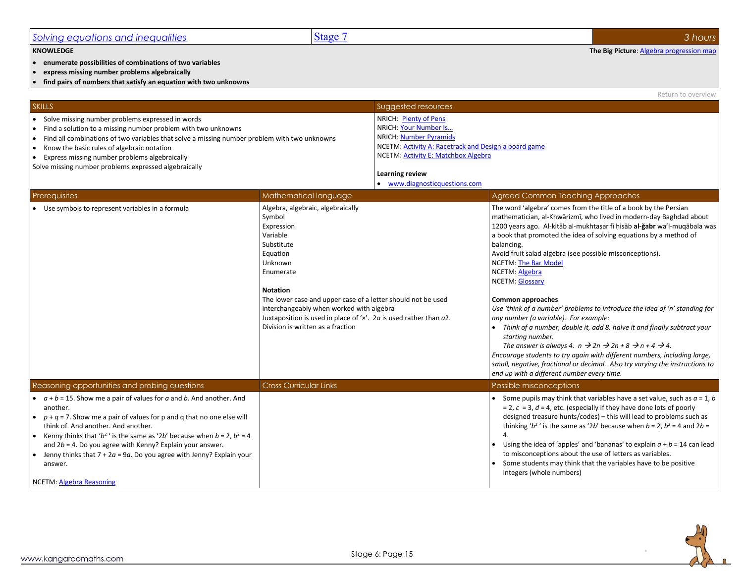## Solving equations and inequalities | Stage 7 | 3 hours

**KNOWLEDGE**

**The Big Picture**: Algebra progression map

- **enumerate possibilities of combinations of two variables**
- **express missing number problems algebraically**
- **find pairs of numbers that satisfy an equation with two unknowns**

Return to overview

### SKILLS

- Solve missing number problems expressed in words
- Find a solution to a missing number problem with two unknowns
- Find all combinations of two variables that solve a missing number problem with two unknowns
- Know the basic rules of algebraic notation
- Express missing number problems algebraically

Solve missing number problems expressed algebraically

### Suggested resources

NRICH: Plenty of Pens
NRICH: Your Number Is…
NRICH: Number Pyramids
NCETM: Activity A: Racetrack and Design a board game
NCETM: Activity E: Matchbox Algebra

**Learning review**

- www.diagnosticquestions.com

### Prerequisites

- Use symbols to represent variables in a formula

### Mathematical language

Algebra, algebraic, algebraically
Symbol
Expression
Variable
Substitute
Equation
Unknown
Enumerate

**Notation**

The lower case and upper case of a letter should not be used interchangeably when worked with algebra
Juxtaposition is used in place of '×'. $2a$ is used rather than $a2$.
Division is written as a fraction

### Agreed Common Teaching Approaches

The word 'algebra' comes from the title of a book by the Persian mathematician, al-Khwārizmī, who lived in modern-day Baghdad about 1200 years ago. Al-kitāb al-mukhtaṣar fī ḥisāb **al-ğabr** wa'l-muqābala was a book that promoted the idea of solving equations by a method of balancing.
Avoid fruit salad algebra (see possible misconceptions).
NCETM: The Bar Model
NCETM: Algebra
NCETM: Glossary

**Common approaches**

*Use 'think of a number' problems to introduce the idea of 'n' standing for any number (a variable). For example:*

- *Think of a number, double it, add 8, halve it and finally subtract your starting number.*
  *The answer is always 4.* $n \rightarrow 2n \rightarrow 2n + 8 \rightarrow n + 4 \rightarrow 4$.

*Encourage students to try again with different numbers, including large, small, negative, fractional or decimal. Also try varying the instructions to end up with a different number every time.*

### Reasoning opportunities and probing questions

- $a + b = 15$. Show me a pair of values for $a$ and $b$. And another. And another.
- $p + q = 7$. Show me a pair of values for p and q that no one else will think of. And another. And another.
- Kenny thinks that '$b^2$ ' is the same as '$2b$' because when $b = 2$, $b^2 = 4$ and $2b = 4$. Do you agree with Kenny? Explain your answer.
- Jenny thinks that $7 + 2a = 9a$. Do you agree with Jenny? Explain your answer.

NCETM: Algebra Reasoning

### Cross Curricular Links

### Possible misconceptions

- Some pupils may think that variables have a set value, such as $a = 1$, $b = 2$, $c = 3$, $d = 4$, etc. (especially if they have done lots of poorly designed treasure hunts/codes) – this will lead to problems such as thinking '$b^2$ ' is the same as '$2b$' because when $b = 2$, $b^2 = 4$ and $2b = 4$.
- Using the idea of 'apples' and 'bananas' to explain $a + b = 14$ can lead to misconceptions about the use of letters as variables.
- Some students may think that the variables have to be positive integers (whole numbers)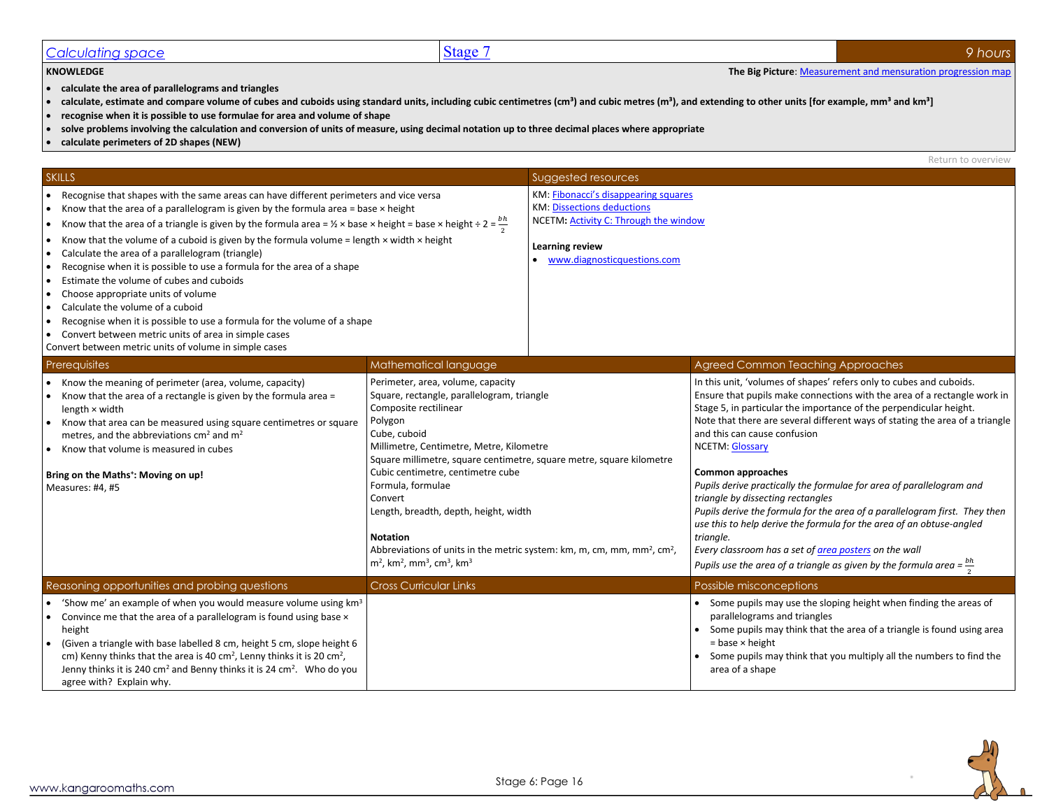# Calculating space | Stage 7 | 9 hours

**KNOWLEDGE**

**The Big Picture**: Measurement and mensuration progression map

- **calculate the area of parallelograms and triangles**
- **calculate, estimate and compare volume of cubes and cuboids using standard units, including cubic centimetres (cm³) and cubic metres (m³), and extending to other units [for example, mm³ and km³]**
- **recognise when it is possible to use formulae for area and volume of shape**
- **solve problems involving the calculation and conversion of units of measure, using decimal notation up to three decimal places where appropriate**
- **calculate perimeters of 2D shapes (NEW)**

Return to overview

## SKILLS

- Recognise that shapes with the same areas can have different perimeters and vice versa
- Know that the area of a parallelogram is given by the formula area = base × height
- Know that the area of a triangle is given by the formula area = ½ × base × height = base × height ÷ 2 = $\frac{bh}{2}$
- Know that the volume of a cuboid is given by the formula volume = length × width × height
- Calculate the area of a parallelogram (triangle)
- Recognise when it is possible to use a formula for the area of a shape
- Estimate the volume of cubes and cuboids
- Choose appropriate units of volume
- Calculate the volume of a cuboid
- Recognise when it is possible to use a formula for the volume of a shape
- Convert between metric units of area in simple cases

Convert between metric units of volume in simple cases

## Suggested resources

KM: Fibonacci's disappearing squares
KM: Dissections deductions
NCETM: Activity C: Through the window

**Learning review**

- www.diagnosticquestions.com

## Prerequisites

- Know the meaning of perimeter (area, volume, capacity)
- Know that the area of a rectangle is given by the formula area = length × width
- Know that area can be measured using square centimetres or square metres, and the abbreviations cm² and m²
- Know that volume is measured in cubes

**Bring on the Maths⁺: Moving on up!**
Measures: #4, #5

## Mathematical language

Perimeter, area, volume, capacity
Square, rectangle, parallelogram, triangle
Composite rectilinear
Polygon
Cube, cuboid
Millimetre, Centimetre, Metre, Kilometre
Square millimetre, square centimetre, square metre, square kilometre
Cubic centimetre, centimetre cube
Formula, formulae
Convert
Length, breadth, depth, height, width

**Notation**

Abbreviations of units in the metric system: km, m, cm, mm, mm², cm², m², km², mm³, cm³, km³

## Agreed Common Teaching Approaches

In this unit, 'volumes of shapes' refers only to cubes and cuboids.
Ensure that pupils make connections with the area of a rectangle work in Stage 5, in particular the importance of the perpendicular height.
Note that there are several different ways of stating the area of a triangle and this can cause confusion
NCETM: Glossary

**Common approaches**

*Pupils derive practically the formulae for area of parallelogram and triangle by dissecting rectangles*
*Pupils derive the formula for the area of a parallelogram first. They then use this to help derive the formula for the area of an obtuse-angled triangle.*
*Every classroom has a set of area posters on the wall*
*Pupils use the area of a triangle as given by the formula area =* $\frac{bh}{2}$

## Reasoning opportunities and probing questions

- 'Show me' an example of when you would measure volume using km³
- Convince me that the area of a parallelogram is found using base × height
- (Given a triangle with base labelled 8 cm, height 5 cm, slope height 6 cm) Kenny thinks that the area is 40 cm², Lenny thinks it is 20 cm², Jenny thinks it is 240 cm² and Benny thinks it is 24 cm². Who do you agree with? Explain why.

## Cross Curricular Links

## Possible misconceptions

- Some pupils may use the sloping height when finding the areas of parallelograms and triangles
- Some pupils may think that the area of a triangle is found using area = base × height
- Some pupils may think that you multiply all the numbers to find the area of a shape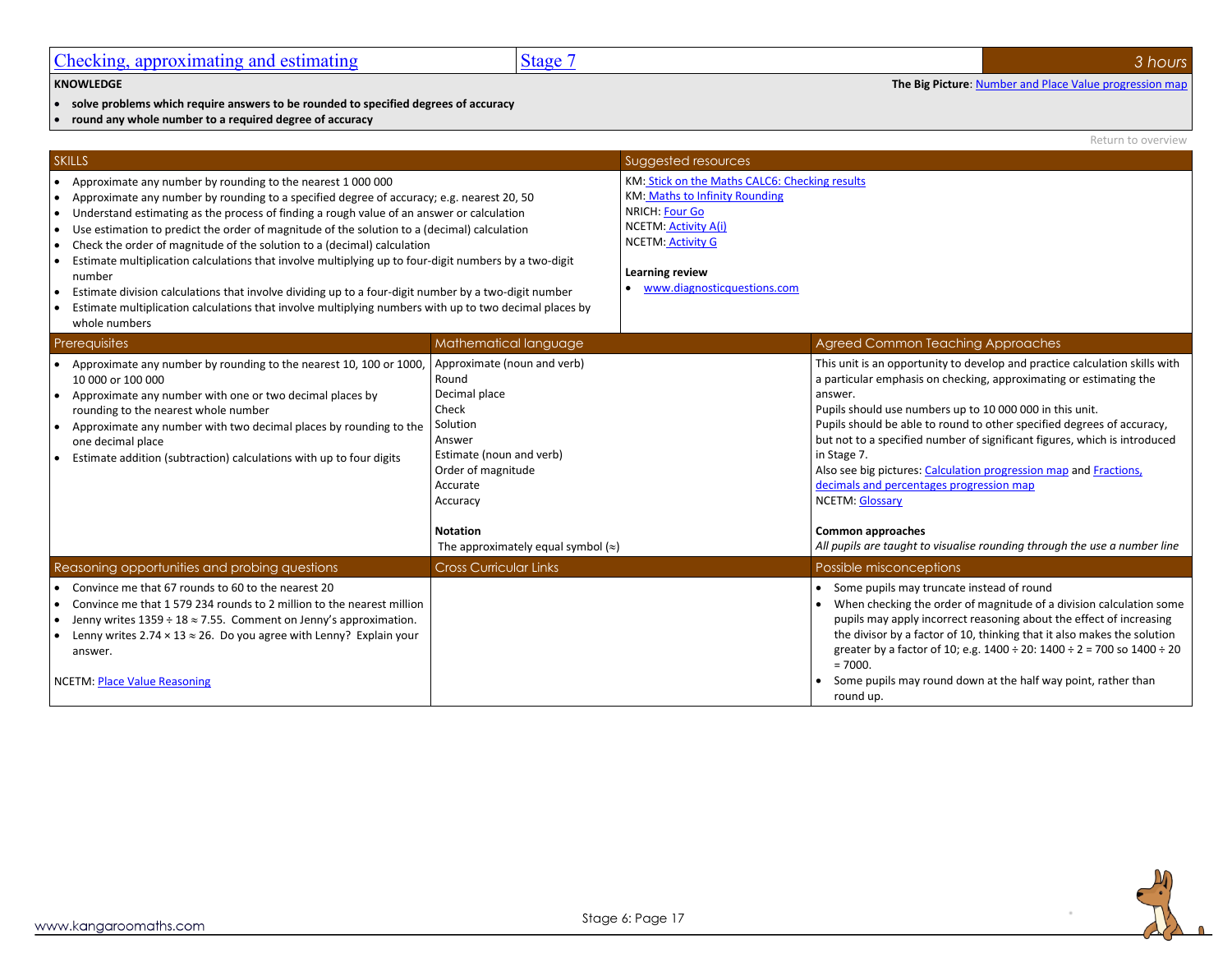# Checking, approximating and estimating | Stage 7 | 3 hours

**KNOWLEDGE**

**The Big Picture**: Number and Place Value progression map

- **solve problems which require answers to be rounded to specified degrees of accuracy**
- **round any whole number to a required degree of accuracy**

Return to overview

## SKILLS

- Approximate any number by rounding to the nearest 1 000 000
- Approximate any number by rounding to a specified degree of accuracy; e.g. nearest 20, 50
- Understand estimating as the process of finding a rough value of an answer or calculation
- Use estimation to predict the order of magnitude of the solution to a (decimal) calculation
- Check the order of magnitude of the solution to a (decimal) calculation
- Estimate multiplication calculations that involve multiplying up to four-digit numbers by a two-digit number
- Estimate division calculations that involve dividing up to a four-digit number by a two-digit number
- Estimate multiplication calculations that involve multiplying numbers with up to two decimal places by whole numbers

## Suggested resources

KM: Stick on the Maths CALC6: Checking results
KM: Maths to Infinity Rounding
NRICH: Four Go
NCETM: Activity A(i)
NCETM: Activity G

**Learning review**

- www.diagnosticquestions.com

## Prerequisites

- Approximate any number by rounding to the nearest 10, 100 or 1000, 10 000 or 100 000
- Approximate any number with one or two decimal places by rounding to the nearest whole number
- Approximate any number with two decimal places by rounding to the one decimal place
- Estimate addition (subtraction) calculations with up to four digits

## Mathematical language

Approximate (noun and verb)
Round
Decimal place
Check
Solution
Answer
Estimate (noun and verb)
Order of magnitude
Accurate
Accuracy

**Notation**

The approximately equal symbol (≈)

## Agreed Common Teaching Approaches

This unit is an opportunity to develop and practice calculation skills with a particular emphasis on checking, approximating or estimating the answer.
Pupils should use numbers up to 10 000 000 in this unit.
Pupils should be able to round to other specified degrees of accuracy, but not to a specified number of significant figures, which is introduced in Stage 7.
Also see big pictures: Calculation progression map and Fractions, decimals and percentages progression map
NCETM: Glossary

**Common approaches**

*All pupils are taught to visualise rounding through the use a number line*

## Reasoning opportunities and probing questions

- Convince me that 67 rounds to 60 to the nearest 20
- Convince me that 1 579 234 rounds to 2 million to the nearest million
- Jenny writes 1359 ÷ 18 ≈ 7.55. Comment on Jenny's approximation.
- Lenny writes 2.74 × 13 ≈ 26. Do you agree with Lenny? Explain your answer.

NCETM: Place Value Reasoning

## Cross Curricular Links

## Possible misconceptions

- Some pupils may truncate instead of round
- When checking the order of magnitude of a division calculation some pupils may apply incorrect reasoning about the effect of increasing the divisor by a factor of 10, thinking that it also makes the solution greater by a factor of 10; e.g. 1400 ÷ 20: 1400 ÷ 2 = 700 so 1400 ÷ 20 = 7000.
- Some pupils may round down at the half way point, rather than round up.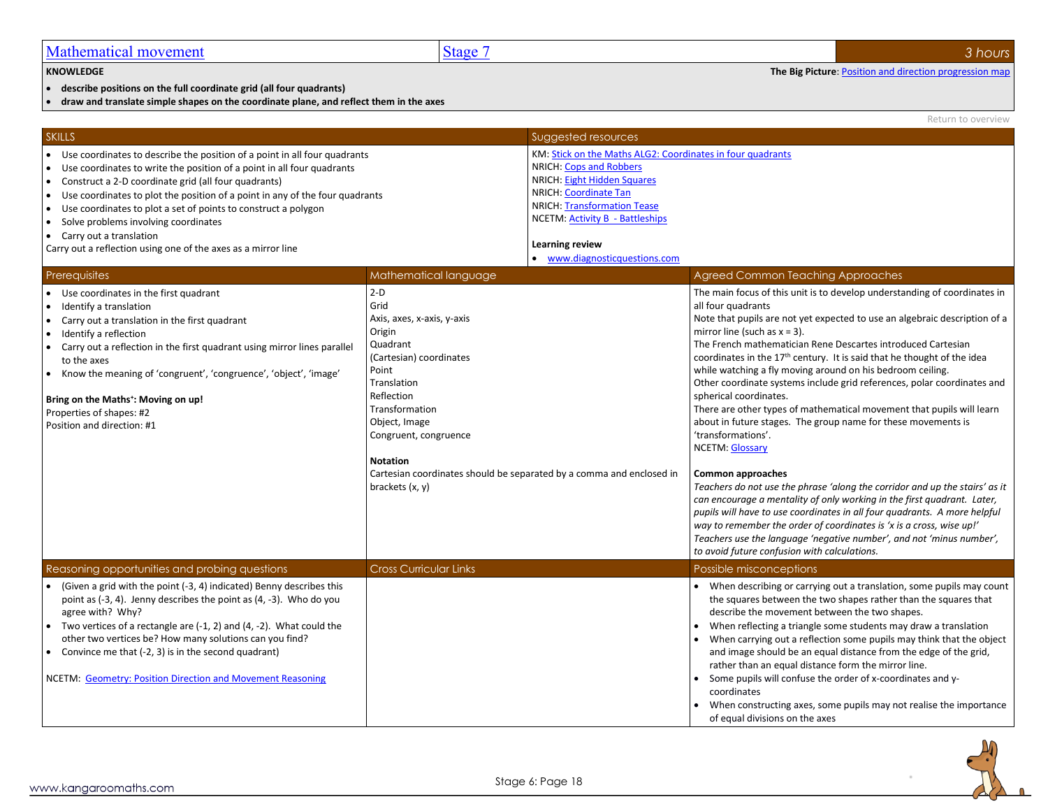| Mathematical movement | Stage 7 | 3 hours |
|---|---|---|

**KNOWLEDGE**

**The Big Picture**: Position and direction progression map

- **describe positions on the full coordinate grid (all four quadrants)**
- **draw and translate simple shapes on the coordinate plane, and reflect them in the axes**

Return to overview

## SKILLS

- Use coordinates to describe the position of a point in all four quadrants
- Use coordinates to write the position of a point in all four quadrants
- Construct a 2-D coordinate grid (all four quadrants)
- Use coordinates to plot the position of a point in any of the four quadrants
- Use coordinates to plot a set of points to construct a polygon
- Solve problems involving coordinates
- Carry out a translation

Carry out a reflection using one of the axes as a mirror line

## Suggested resources

KM: Stick on the Maths ALG2: Coordinates in four quadrants
NRICH: Cops and Robbers
NRICH: Eight Hidden Squares
NRICH: Coordinate Tan
NRICH: Transformation Tease
NCETM: Activity B - Battleships

**Learning review**

- www.diagnosticquestions.com

## Prerequisites

- Use coordinates in the first quadrant
- Identify a translation
- Carry out a translation in the first quadrant
- Identify a reflection
- Carry out a reflection in the first quadrant using mirror lines parallel to the axes
- Know the meaning of 'congruent', 'congruence', 'object', 'image'

**Bring on the Maths⁺: Moving on up!**
Properties of shapes: #2
Position and direction: #1

## Mathematical language

2-D
Grid
Axis, axes, x-axis, y-axis
Origin
Quadrant
(Cartesian) coordinates
Point
Translation
Reflection
Transformation
Object, Image
Congruent, congruence

**Notation**
Cartesian coordinates should be separated by a comma and enclosed in brackets (x, y)

## Agreed Common Teaching Approaches

The main focus of this unit is to develop understanding of coordinates in all four quadrants
Note that pupils are not yet expected to use an algebraic description of a mirror line (such as x = 3).
The French mathematician Rene Descartes introduced Cartesian coordinates in the 17th century. It is said that he thought of the idea while watching a fly moving around on his bedroom ceiling.
Other coordinate systems include grid references, polar coordinates and spherical coordinates.
There are other types of mathematical movement that pupils will learn about in future stages. The group name for these movements is 'transformations'.
NCETM: Glossary

**Common approaches**
*Teachers do not use the phrase 'along the corridor and up the stairs' as it can encourage a mentality of only working in the first quadrant. Later, pupils will have to use coordinates in all four quadrants. A more helpful way to remember the order of coordinates is 'x is a cross, wise up!' Teachers use the language 'negative number', and not 'minus number', to avoid future confusion with calculations.*

## Reasoning opportunities and probing questions

- (Given a grid with the point (-3, 4) indicated) Benny describes this point as (-3, 4). Jenny describes the point as (4, -3). Who do you agree with? Why?
- Two vertices of a rectangle are (-1, 2) and (4, -2). What could the other two vertices be? How many solutions can you find?
- Convince me that (-2, 3) is in the second quadrant)

NCETM: Geometry: Position Direction and Movement Reasoning

## Cross Curricular Links

## Possible misconceptions

- When describing or carrying out a translation, some pupils may count the squares between the two shapes rather than the squares that describe the movement between the two shapes.
- When reflecting a triangle some students may draw a translation
- When carrying out a reflection some pupils may think that the object and image should be an equal distance from the edge of the grid, rather than an equal distance form the mirror line.
- Some pupils will confuse the order of x-coordinates and y-coordinates
- When constructing axes, some pupils may not realise the importance of equal divisions on the axes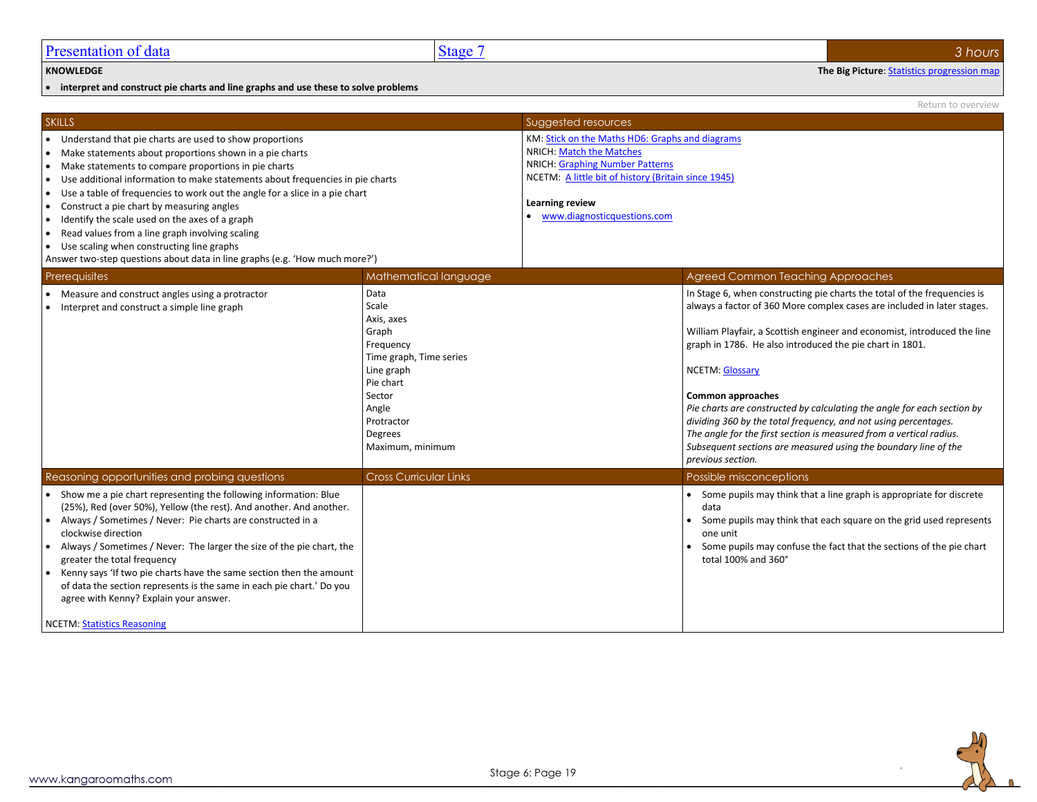# Presentation of data | Stage 7 | 3 hours

**KNOWLEDGE**

**The Big Picture**: Statistics progression map

- **interpret and construct pie charts and line graphs and use these to solve problems**

Return to overview

## SKILLS

- Understand that pie charts are used to show proportions
- Make statements about proportions shown in a pie charts
- Make statements to compare proportions in pie charts
- Use additional information to make statements about frequencies in pie charts
- Use a table of frequencies to work out the angle for a slice in a pie chart
- Construct a pie chart by measuring angles
- Identify the scale used on the axes of a graph
- Read values from a line graph involving scaling
- Use scaling when constructing line graphs

Answer two-step questions about data in line graphs (e.g. 'How much more?')

## Suggested resources

KM: Stick on the Maths HD6: Graphs and diagrams
NRICH: Match the Matches
NRICH: Graphing Number Patterns
NCETM: A little bit of history (Britain since 1945)

**Learning review**

- www.diagnosticquestions.com

## Prerequisites

- Measure and construct angles using a protractor
- Interpret and construct a simple line graph

## Mathematical language

Data
Scale
Axis, axes
Graph
Frequency
Time graph, Time series
Line graph
Pie chart
Sector
Angle
Protractor
Degrees
Maximum, minimum

## Agreed Common Teaching Approaches

In Stage 6, when constructing pie charts the total of the frequencies is always a factor of 360 More complex cases are included in later stages.

William Playfair, a Scottish engineer and economist, introduced the line graph in 1786. He also introduced the pie chart in 1801.

NCETM: Glossary

**Common approaches**

*Pie charts are constructed by calculating the angle for each section by dividing 360 by the total frequency, and not using percentages.*
*The angle for the first section is measured from a vertical radius.*
*Subsequent sections are measured using the boundary line of the previous section.*

## Reasoning opportunities and probing questions

- Show me a pie chart representing the following information: Blue (25%), Red (over 50%), Yellow (the rest). And another. And another.
- Always / Sometimes / Never: Pie charts are constructed in a clockwise direction
- Always / Sometimes / Never: The larger the size of the pie chart, the greater the total frequency
- Kenny says 'If two pie charts have the same section then the amount of data the section represents is the same in each pie chart.' Do you agree with Kenny? Explain your answer.

NCETM: Statistics Reasoning

## Cross Curricular Links

## Possible misconceptions

- Some pupils may think that a line graph is appropriate for discrete data
- Some pupils may think that each square on the grid used represents one unit
- Some pupils may confuse the fact that the sections of the pie chart total 100% and 360°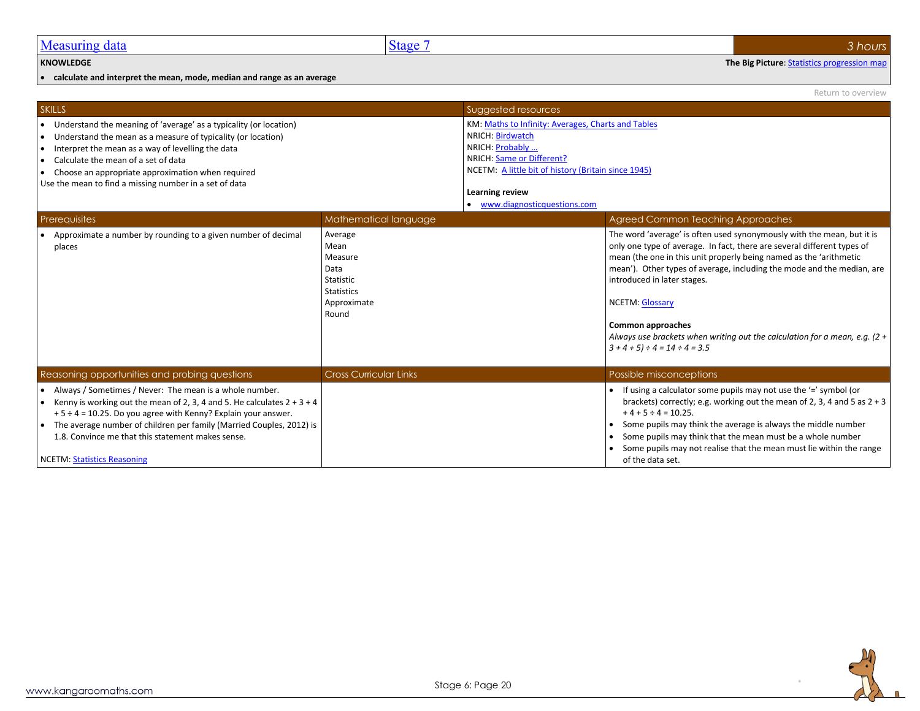| Measuring data | Stage 7 | 3 hours |
|---|---|---|

**KNOWLEDGE**

**The Big Picture**: Statistics progression map

- **calculate and interpret the mean, mode, median and range as an average**

Return to overview

## SKILLS

- Understand the meaning of 'average' as a typicality (or location)
- Understand the mean as a measure of typicality (or location)
- Interpret the mean as a way of levelling the data
- Calculate the mean of a set of data
- Choose an appropriate approximation when required

Use the mean to find a missing number in a set of data

## Suggested resources

KM: Maths to Infinity: Averages, Charts and Tables
NRICH: Birdwatch
NRICH: Probably …
NRICH: Same or Different?
NCETM: A little bit of history (Britain since 1945)

**Learning review**

- www.diagnosticquestions.com

## Prerequisites

- Approximate a number by rounding to a given number of decimal places

## Mathematical language

Average
Mean
Measure
Data
Statistic
Statistics
Approximate
Round

## Agreed Common Teaching Approaches

The word 'average' is often used synonymously with the mean, but it is only one type of average. In fact, there are several different types of mean (the one in this unit properly being named as the 'arithmetic mean'). Other types of average, including the mode and the median, are introduced in later stages.

NCETM: Glossary

**Common approaches**

*Always use brackets when writing out the calculation for a mean, e.g. (2 + 3 + 4 + 5) ÷ 4 = 14 ÷ 4 = 3.5*

## Reasoning opportunities and probing questions

- Always / Sometimes / Never: The mean is a whole number.
- Kenny is working out the mean of 2, 3, 4 and 5. He calculates 2 + 3 + 4 + 5 ÷ 4 = 10.25. Do you agree with Kenny? Explain your answer.
- The average number of children per family (Married Couples, 2012) is 1.8. Convince me that this statement makes sense.

NCETM: Statistics Reasoning

## Cross Curricular Links

## Possible misconceptions

- If using a calculator some pupils may not use the '=' symbol (or brackets) correctly; e.g. working out the mean of 2, 3, 4 and 5 as 2 + 3 + 4 + 5 ÷ 4 = 10.25.
- Some pupils may think the average is always the middle number
- Some pupils may think that the mean must be a whole number
- Some pupils may not realise that the mean must lie within the range of the data set.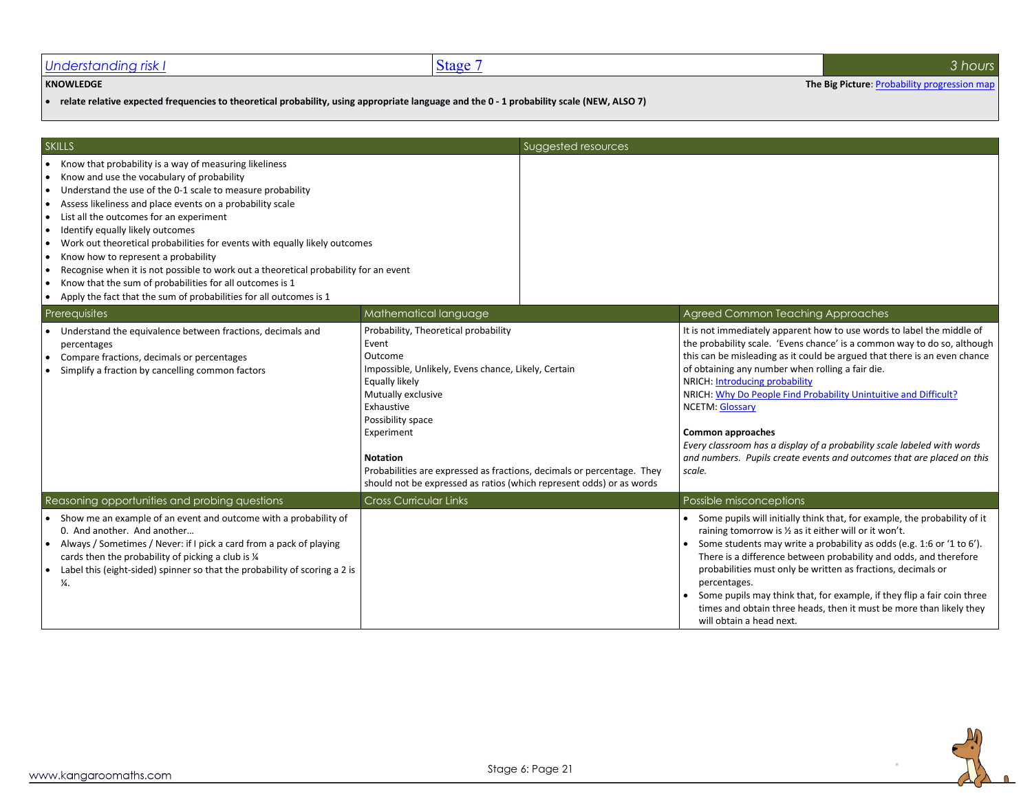| Understanding risk I | Stage 7 | 3 hours |
|---|---|---|

**KNOWLEDGE**

**The Big Picture**: Probability progression map

- **relate relative expected frequencies to theoretical probability, using appropriate language and the 0 - 1 probability scale (NEW, ALSO 7)**

| SKILLS | Suggested resources |
|---|---|
| • Know that probability is a way of measuring likeliness<br>• Know and use the vocabulary of probability<br>• Understand the use of the 0-1 scale to measure probability<br>• Assess likeliness and place events on a probability scale<br>• List all the outcomes for an experiment<br>• Identify equally likely outcomes<br>• Work out theoretical probabilities for events with equally likely outcomes<br>• Know how to represent a probability<br>• Recognise when it is not possible to work out a theoretical probability for an event<br>• Know that the sum of probabilities for all outcomes is 1<br>• Apply the fact that the sum of probabilities for all outcomes is 1 | |

| Prerequisites | Mathematical language | Agreed Common Teaching Approaches |
|---|---|---|
| • Understand the equivalence between fractions, decimals and percentages<br>• Compare fractions, decimals or percentages<br>• Simplify a fraction by cancelling common factors | Probability, Theoretical probability<br>Event<br>Outcome<br>Impossible, Unlikely, Evens chance, Likely, Certain<br>Equally likely<br>Mutually exclusive<br>Exhaustive<br>Possibility space<br>Experiment<br><br>**Notation**<br>Probabilities are expressed as fractions, decimals or percentage. They should not be expressed as ratios (which represent odds) or as words | It is not immediately apparent how to use words to label the middle of the probability scale. 'Evens chance' is a common way to do so, although this can be misleading as it could be argued that there is an even chance of obtaining any number when rolling a fair die.<br>NRICH: Introducing probability<br>NRICH: Why Do People Find Probability Unintuitive and Difficult?<br>NCETM: Glossary<br><br>**Common approaches**<br>*Every classroom has a display of a probability scale labeled with words and numbers. Pupils create events and outcomes that are placed on this scale.* |

| Reasoning opportunities and probing questions | Cross Curricular Links | Possible misconceptions |
|---|---|---|
| • Show me an example of an event and outcome with a probability of 0. And another. And another…<br>• Always / Sometimes / Never: if I pick a card from a pack of playing cards then the probability of picking a club is ¼<br>• Label this (eight-sided) spinner so that the probability of scoring a 2 is ¼. | | • Some pupils will initially think that, for example, the probability of it raining tomorrow is ½ as it either will or it won't.<br>• Some students may write a probability as odds (e.g. 1:6 or '1 to 6'). There is a difference between probability and odds, and therefore probabilities must only be written as fractions, decimals or percentages.<br>• Some pupils may think that, for example, if they flip a fair coin three times and obtain three heads, then it must be more than likely they will obtain a head next. |